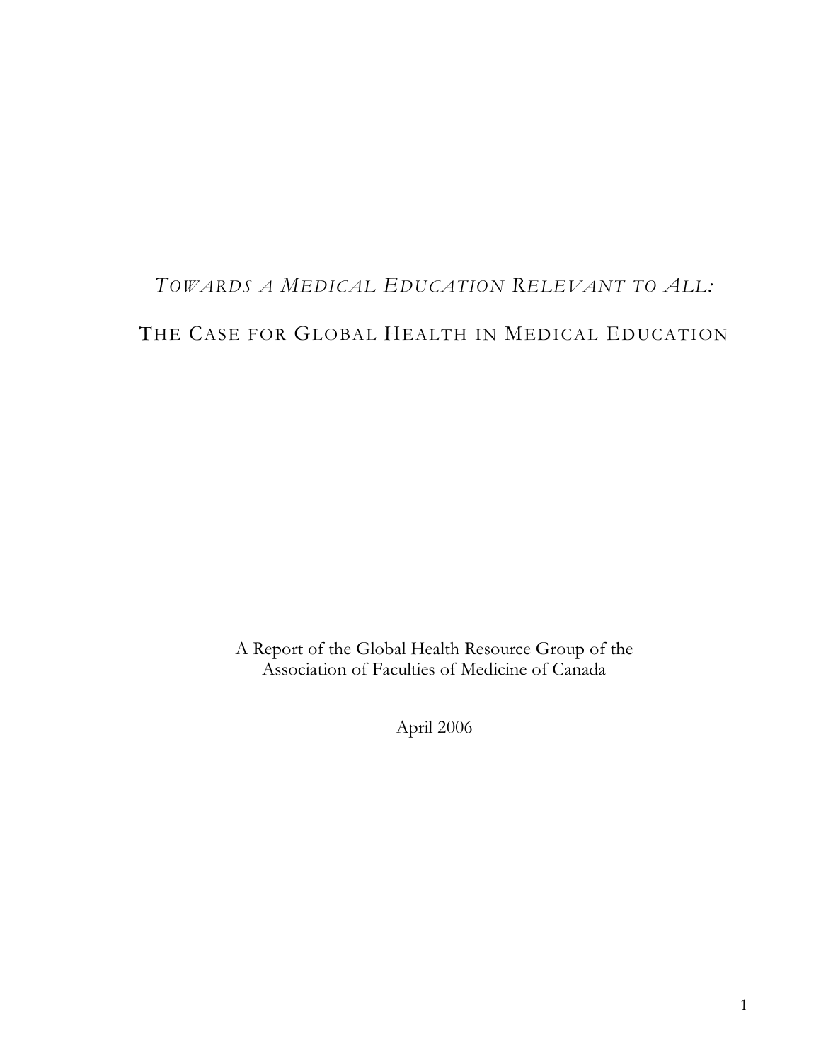# *Towards a Medical Education Relevant to All:*

# The Case for Global Health in Medical Education

A Report of the Global Health Resource Group of the
Association of Faculties of Medicine of Canada

April 2006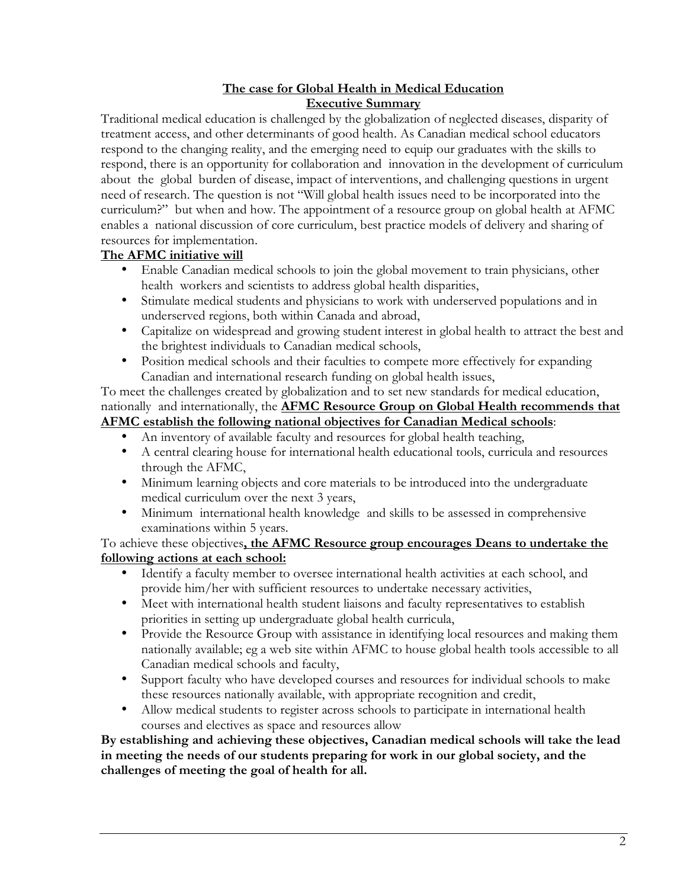## **The case for Global Health in Medical Education**

## **Executive Summary**

Traditional medical education is challenged by the globalization of neglected diseases, disparity of treatment access, and other determinants of good health. As Canadian medical school educators respond to the changing reality, and the emerging need to equip our graduates with the skills to respond, there is an opportunity for collaboration and innovation in the development of curriculum about the global burden of disease, impact of interventions, and challenging questions in urgent need of research. The question is not "Will global health issues need to be incorporated into the curriculum?" but when and how. The appointment of a resource group on global health at AFMC enables a national discussion of core curriculum, best practice models of delivery and sharing of resources for implementation.

**The AFMC initiative will**

- Enable Canadian medical schools to join the global movement to train physicians, other health workers and scientists to address global health disparities,
- Stimulate medical students and physicians to work with underserved populations and in underserved regions, both within Canada and abroad,
- Capitalize on widespread and growing student interest in global health to attract the best and the brightest individuals to Canadian medical schools,
- Position medical schools and their faculties to compete more effectively for expanding Canadian and international research funding on global health issues,

To meet the challenges created by globalization and to set new standards for medical education, nationally and internationally, the **AFMC Resource Group on Global Health recommends that AFMC establish the following national objectives for Canadian Medical schools**:

- An inventory of available faculty and resources for global health teaching,
- A central clearing house for international health educational tools, curricula and resources through the AFMC,
- Minimum learning objects and core materials to be introduced into the undergraduate medical curriculum over the next 3 years,
- Minimum international health knowledge and skills to be assessed in comprehensive examinations within 5 years.

To achieve these objectives**, the AFMC Resource group encourages Deans to undertake the following actions at each school:**

- Identify a faculty member to oversee international health activities at each school, and provide him/her with sufficient resources to undertake necessary activities,
- Meet with international health student liaisons and faculty representatives to establish priorities in setting up undergraduate global health curricula,
- Provide the Resource Group with assistance in identifying local resources and making them nationally available; eg a web site within AFMC to house global health tools accessible to all Canadian medical schools and faculty,
- Support faculty who have developed courses and resources for individual schools to make these resources nationally available, with appropriate recognition and credit,
- Allow medical students to register across schools to participate in international health courses and electives as space and resources allow

**By establishing and achieving these objectives, Canadian medical schools will take the lead in meeting the needs of our students preparing for work in our global society, and the challenges of meeting the goal of health for all.**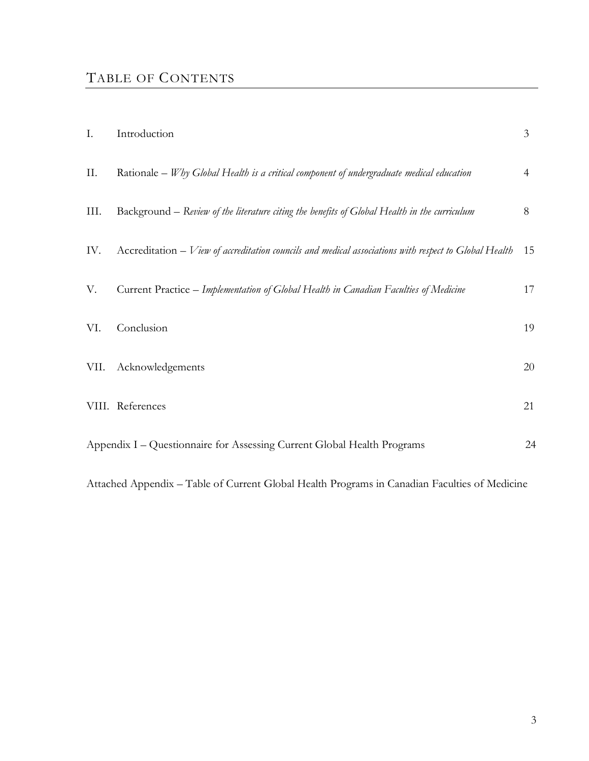# Table of Contents

| | | |
|---|---|---|
| I. | Introduction | 3 |
| II. | Rationale – *Why Global Health is a critical component of undergraduate medical education* | 4 |
| III. | Background – *Review of the literature citing the benefits of Global Health in the curriculum* | 8 |
| IV. | Accreditation – *View of accreditation councils and medical associations with respect to Global Health* | 15 |
| V. | Current Practice – *Implementation of Global Health in Canadian Faculties of Medicine* | 17 |
| VI. | Conclusion | 19 |
| VII. | Acknowledgements | 20 |
| VIII. | References | 21 |
| | Appendix I – Questionnaire for Assessing Current Global Health Programs | 24 |
| | Attached Appendix – Table of Current Global Health Programs in Canadian Faculties of Medicine | |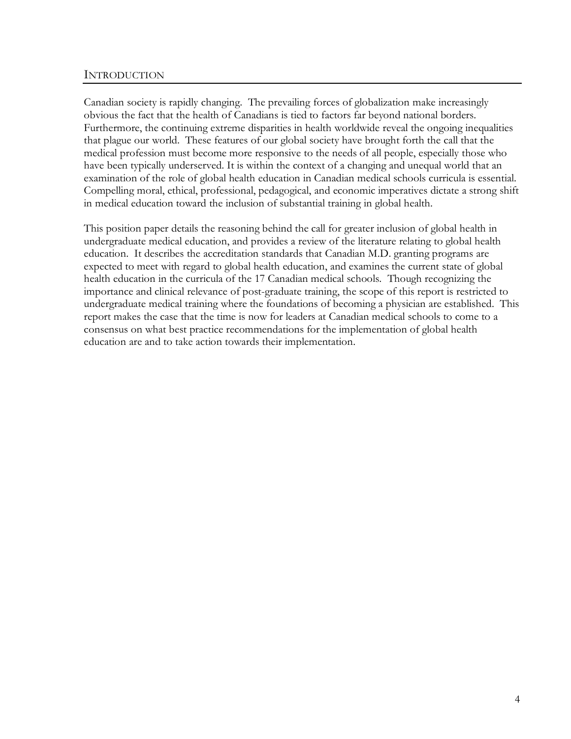## INTRODUCTION

Canadian society is rapidly changing. The prevailing forces of globalization make increasingly obvious the fact that the health of Canadians is tied to factors far beyond national borders. Furthermore, the continuing extreme disparities in health worldwide reveal the ongoing inequalities that plague our world. These features of our global society have brought forth the call that the medical profession must become more responsive to the needs of all people, especially those who have been typically underserved. It is within the context of a changing and unequal world that an examination of the role of global health education in Canadian medical schools curricula is essential. Compelling moral, ethical, professional, pedagogical, and economic imperatives dictate a strong shift in medical education toward the inclusion of substantial training in global health.

This position paper details the reasoning behind the call for greater inclusion of global health in undergraduate medical education, and provides a review of the literature relating to global health education. It describes the accreditation standards that Canadian M.D. granting programs are expected to meet with regard to global health education, and examines the current state of global health education in the curricula of the 17 Canadian medical schools. Though recognizing the importance and clinical relevance of post-graduate training, the scope of this report is restricted to undergraduate medical training where the foundations of becoming a physician are established. This report makes the case that the time is now for leaders at Canadian medical schools to come to a consensus on what best practice recommendations for the implementation of global health education are and to take action towards their implementation.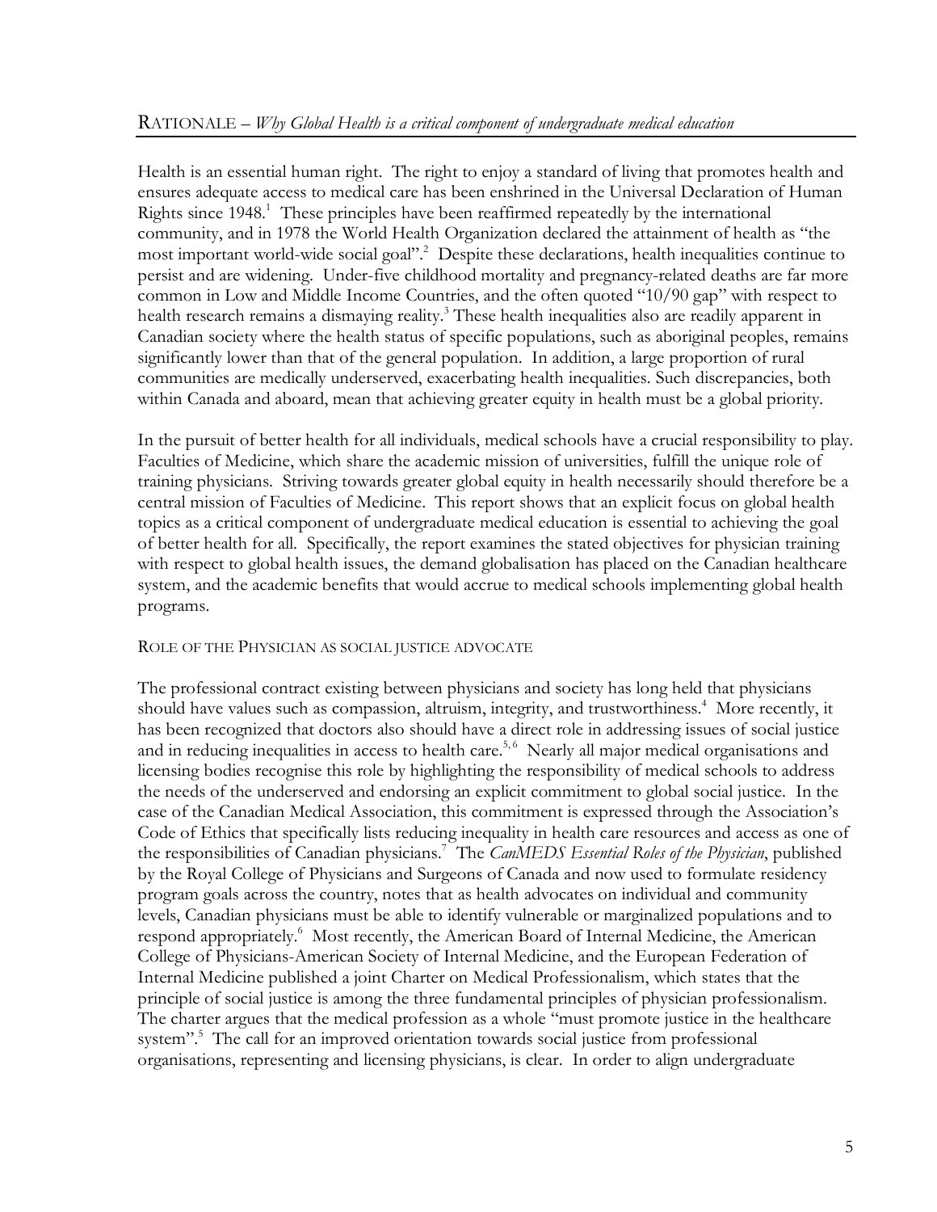## RATIONALE – *Why Global Health is a critical component of undergraduate medical education*

Health is an essential human right. The right to enjoy a standard of living that promotes health and ensures adequate access to medical care has been enshrined in the Universal Declaration of Human Rights since 1948.[1] These principles have been reaffirmed repeatedly by the international community, and in 1978 the World Health Organization declared the attainment of health as "the most important world-wide social goal".[2] Despite these declarations, health inequalities continue to persist and are widening. Under-five childhood mortality and pregnancy-related deaths are far more common in Low and Middle Income Countries, and the often quoted "10/90 gap" with respect to health research remains a dismaying reality.[3] These health inequalities also are readily apparent in Canadian society where the health status of specific populations, such as aboriginal peoples, remains significantly lower than that of the general population. In addition, a large proportion of rural communities are medically underserved, exacerbating health inequalities. Such discrepancies, both within Canada and aboard, mean that achieving greater equity in health must be a global priority.

In the pursuit of better health for all individuals, medical schools have a crucial responsibility to play. Faculties of Medicine, which share the academic mission of universities, fulfill the unique role of training physicians. Striving towards greater global equity in health necessarily should therefore be a central mission of Faculties of Medicine. This report shows that an explicit focus on global health topics as a critical component of undergraduate medical education is essential to achieving the goal of better health for all. Specifically, the report examines the stated objectives for physician training with respect to global health issues, the demand globalisation has placed on the Canadian healthcare system, and the academic benefits that would accrue to medical schools implementing global health programs.

### ROLE OF THE PHYSICIAN AS SOCIAL JUSTICE ADVOCATE

The professional contract existing between physicians and society has long held that physicians should have values such as compassion, altruism, integrity, and trustworthiness.[4] More recently, it has been recognized that doctors also should have a direct role in addressing issues of social justice and in reducing inequalities in access to health care.[5,6] Nearly all major medical organisations and licensing bodies recognise this role by highlighting the responsibility of medical schools to address the needs of the underserved and endorsing an explicit commitment to global social justice. In the case of the Canadian Medical Association, this commitment is expressed through the Association's Code of Ethics that specifically lists reducing inequality in health care resources and access as one of the responsibilities of Canadian physicians.[7] The *CanMEDS Essential Roles of the Physician*, published by the Royal College of Physicians and Surgeons of Canada and now used to formulate residency program goals across the country, notes that as health advocates on individual and community levels, Canadian physicians must be able to identify vulnerable or marginalized populations and to respond appropriately.[6] Most recently, the American Board of Internal Medicine, the American College of Physicians-American Society of Internal Medicine, and the European Federation of Internal Medicine published a joint Charter on Medical Professionalism, which states that the principle of social justice is among the three fundamental principles of physician professionalism. The charter argues that the medical profession as a whole "must promote justice in the healthcare system".[5] The call for an improved orientation towards social justice from professional organisations, representing and licensing physicians, is clear. In order to align undergraduate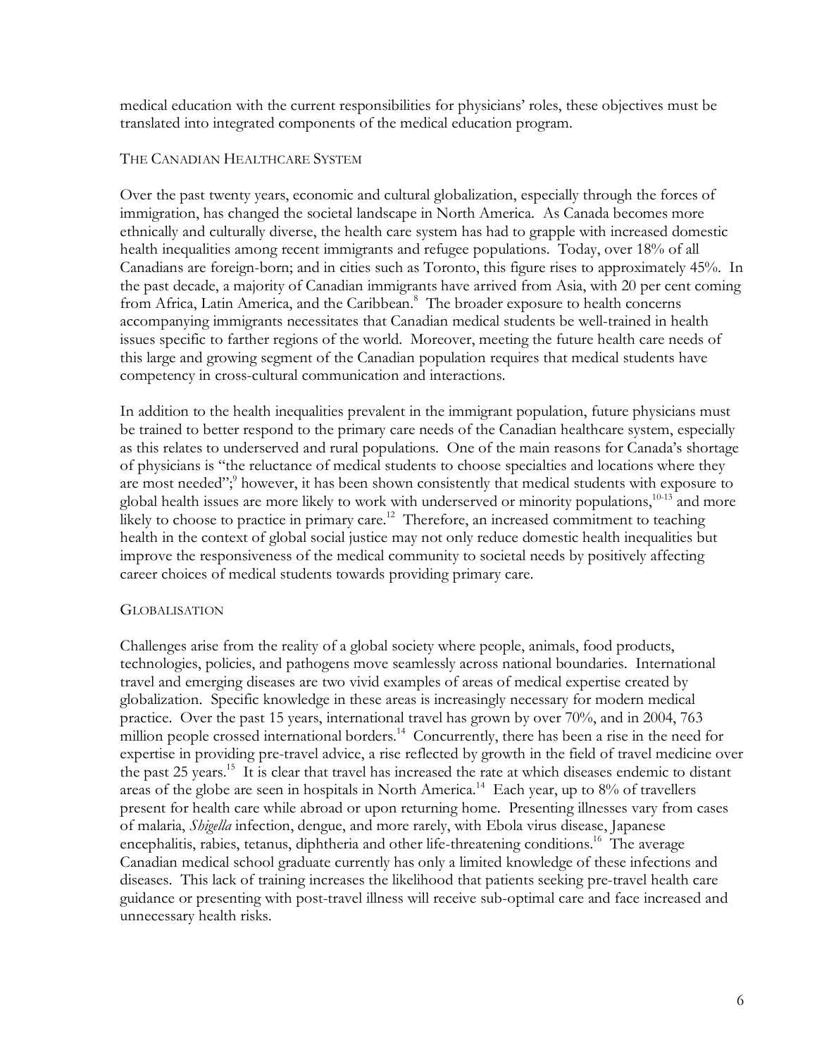medical education with the current responsibilities for physicians' roles, these objectives must be translated into integrated components of the medical education program.

## The Canadian Healthcare System

Over the past twenty years, economic and cultural globalization, especially through the forces of immigration, has changed the societal landscape in North America. As Canada becomes more ethnically and culturally diverse, the health care system has had to grapple with increased domestic health inequalities among recent immigrants and refugee populations. Today, over 18% of all Canadians are foreign-born; and in cities such as Toronto, this figure rises to approximately 45%. In the past decade, a majority of Canadian immigrants have arrived from Asia, with 20 per cent coming from Africa, Latin America, and the Caribbean.[8] The broader exposure to health concerns accompanying immigrants necessitates that Canadian medical students be well-trained in health issues specific to farther regions of the world. Moreover, meeting the future health care needs of this large and growing segment of the Canadian population requires that medical students have competency in cross-cultural communication and interactions.

In addition to the health inequalities prevalent in the immigrant population, future physicians must be trained to better respond to the primary care needs of the Canadian healthcare system, especially as this relates to underserved and rural populations. One of the main reasons for Canada's shortage of physicians is "the reluctance of medical students to choose specialties and locations where they are most needed";[9] however, it has been shown consistently that medical students with exposure to global health issues are more likely to work with underserved or minority populations,[10-13] and more likely to choose to practice in primary care.[12] Therefore, an increased commitment to teaching health in the context of global social justice may not only reduce domestic health inequalities but improve the responsiveness of the medical community to societal needs by positively affecting career choices of medical students towards providing primary care.

## Globalisation

Challenges arise from the reality of a global society where people, animals, food products, technologies, policies, and pathogens move seamlessly across national boundaries. International travel and emerging diseases are two vivid examples of areas of medical expertise created by globalization. Specific knowledge in these areas is increasingly necessary for modern medical practice. Over the past 15 years, international travel has grown by over 70%, and in 2004, 763 million people crossed international borders.[14] Concurrently, there has been a rise in the need for expertise in providing pre-travel advice, a rise reflected by growth in the field of travel medicine over the past 25 years.[15] It is clear that travel has increased the rate at which diseases endemic to distant areas of the globe are seen in hospitals in North America.[14] Each year, up to 8% of travellers present for health care while abroad or upon returning home. Presenting illnesses vary from cases of malaria, *Shigella* infection, dengue, and more rarely, with Ebola virus disease, Japanese encephalitis, rabies, tetanus, diphtheria and other life-threatening conditions.[16] The average Canadian medical school graduate currently has only a limited knowledge of these infections and diseases. This lack of training increases the likelihood that patients seeking pre-travel health care guidance or presenting with post-travel illness will receive sub-optimal care and face increased and unnecessary health risks.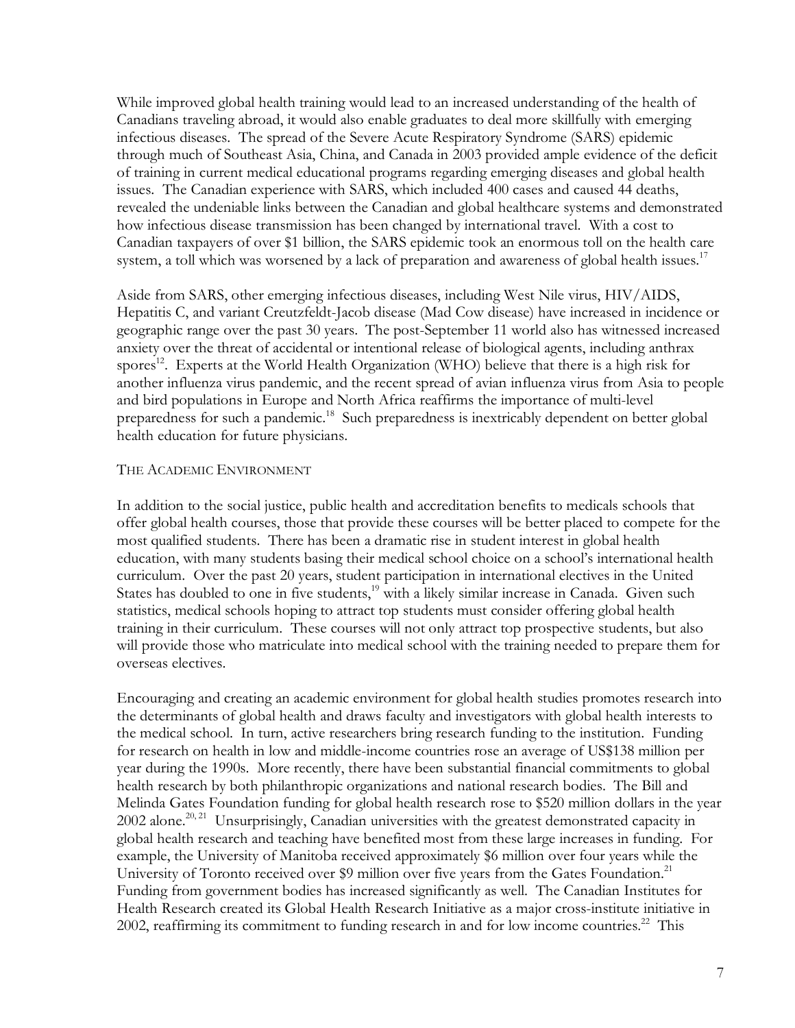While improved global health training would lead to an increased understanding of the health of Canadians traveling abroad, it would also enable graduates to deal more skillfully with emerging infectious diseases. The spread of the Severe Acute Respiratory Syndrome (SARS) epidemic through much of Southeast Asia, China, and Canada in 2003 provided ample evidence of the deficit of training in current medical educational programs regarding emerging diseases and global health issues. The Canadian experience with SARS, which included 400 cases and caused 44 deaths, revealed the undeniable links between the Canadian and global healthcare systems and demonstrated how infectious disease transmission has been changed by international travel. With a cost to Canadian taxpayers of over $1 billion, the SARS epidemic took an enormous toll on the health care system, a toll which was worsened by a lack of preparation and awareness of global health issues.[17]

Aside from SARS, other emerging infectious diseases, including West Nile virus, HIV/AIDS, Hepatitis C, and variant Creutzfeldt-Jacob disease (Mad Cow disease) have increased in incidence or geographic range over the past 30 years. The post-September 11 world also has witnessed increased anxiety over the threat of accidental or intentional release of biological agents, including anthrax spores[12]. Experts at the World Health Organization (WHO) believe that there is a high risk for another influenza virus pandemic, and the recent spread of avian influenza virus from Asia to people and bird populations in Europe and North Africa reaffirms the importance of multi-level preparedness for such a pandemic.[18] Such preparedness is inextricably dependent on better global health education for future physicians.

### The Academic Environment

In addition to the social justice, public health and accreditation benefits to medicals schools that offer global health courses, those that provide these courses will be better placed to compete for the most qualified students. There has been a dramatic rise in student interest in global health education, with many students basing their medical school choice on a school's international health curriculum. Over the past 20 years, student participation in international electives in the United States has doubled to one in five students,[19] with a likely similar increase in Canada. Given such statistics, medical schools hoping to attract top students must consider offering global health training in their curriculum. These courses will not only attract top prospective students, but also will provide those who matriculate into medical school with the training needed to prepare them for overseas electives.

Encouraging and creating an academic environment for global health studies promotes research into the determinants of global health and draws faculty and investigators with global health interests to the medical school. In turn, active researchers bring research funding to the institution. Funding for research on health in low and middle-income countries rose an average of US$138 million per year during the 1990s. More recently, there have been substantial financial commitments to global health research by both philanthropic organizations and national research bodies. The Bill and Melinda Gates Foundation funding for global health research rose to $520 million dollars in the year 2002 alone.[20, 21] Unsurprisingly, Canadian universities with the greatest demonstrated capacity in global health research and teaching have benefited most from these large increases in funding. For example, the University of Manitoba received approximately $6 million over four years while the University of Toronto received over $9 million over five years from the Gates Foundation.[21] Funding from government bodies has increased significantly as well. The Canadian Institutes for Health Research created its Global Health Research Initiative as a major cross-institute initiative in 2002, reaffirming its commitment to funding research in and for low income countries.[22] This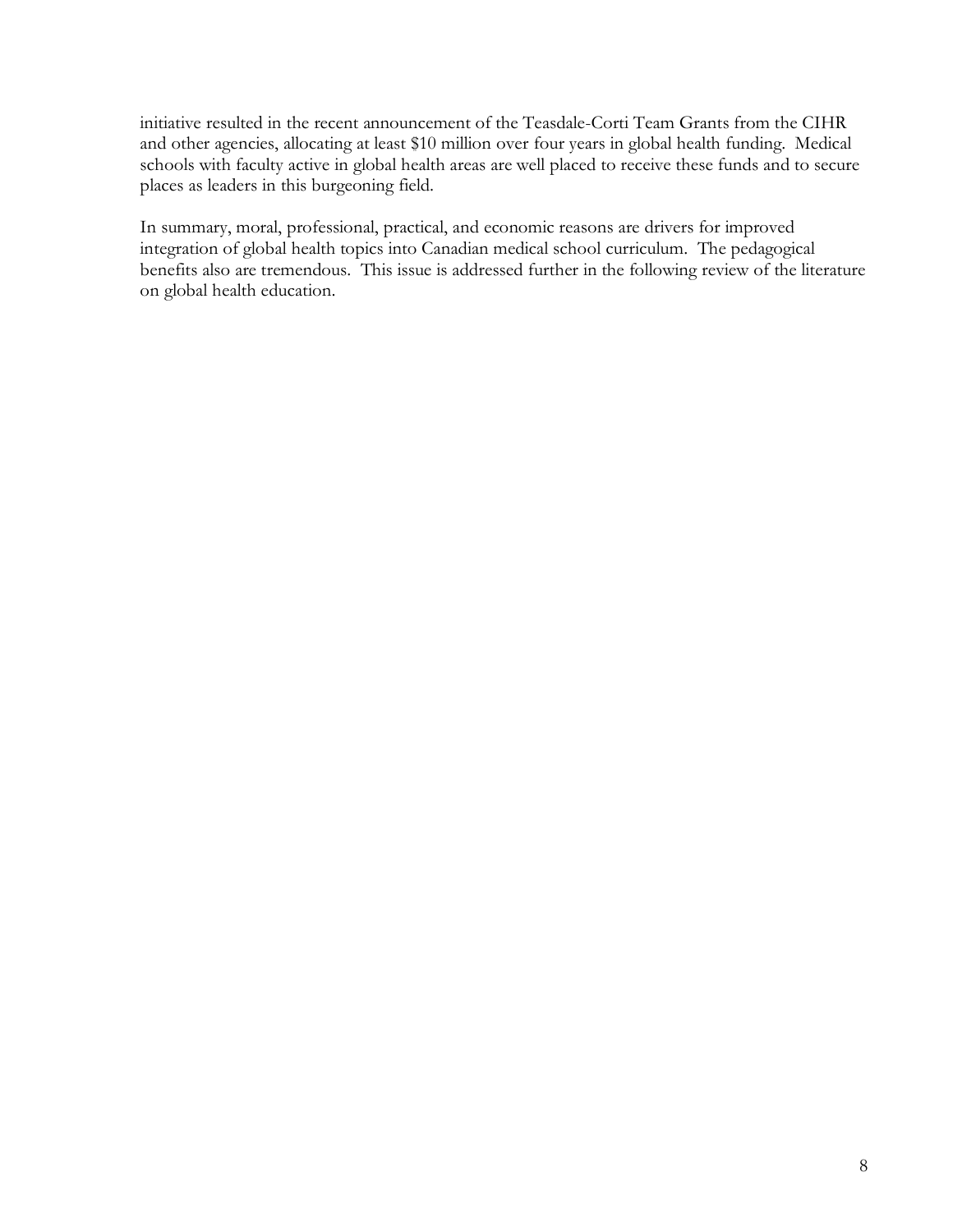initiative resulted in the recent announcement of the Teasdale-Corti Team Grants from the CIHR and other agencies, allocating at least $10 million over four years in global health funding. Medical schools with faculty active in global health areas are well placed to receive these funds and to secure places as leaders in this burgeoning field.

In summary, moral, professional, practical, and economic reasons are drivers for improved integration of global health topics into Canadian medical school curriculum. The pedagogical benefits also are tremendous. This issue is addressed further in the following review of the literature on global health education.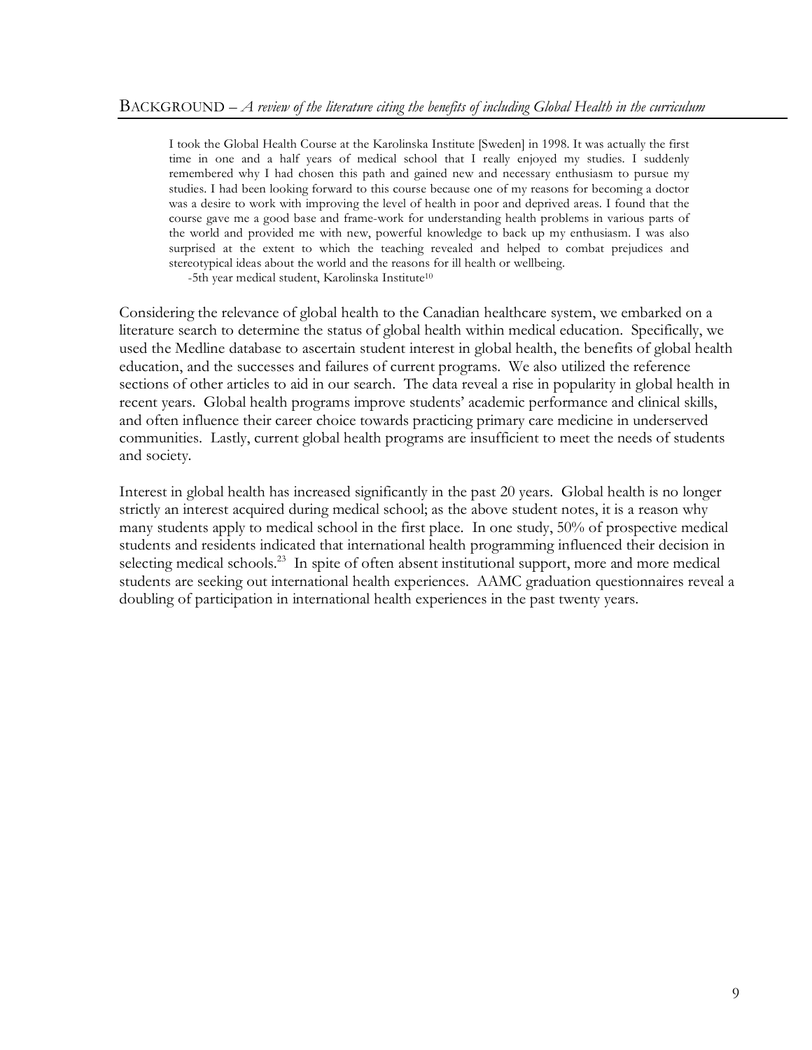## BACKGROUND – *A review of the literature citing the benefits of including Global Health in the curriculum*

> I took the Global Health Course at the Karolinska Institute [Sweden] in 1998. It was actually the first time in one and a half years of medical school that I really enjoyed my studies. I suddenly remembered why I had chosen this path and gained new and necessary enthusiasm to pursue my studies. I had been looking forward to this course because one of my reasons for becoming a doctor was a desire to work with improving the level of health in poor and deprived areas. I found that the course gave me a good base and frame-work for understanding health problems in various parts of the world and provided me with new, powerful knowledge to back up my enthusiasm. I was also surprised at the extent to which the teaching revealed and helped to combat prejudices and stereotypical ideas about the world and the reasons for ill health or wellbeing.
>
> -5th year medical student, Karolinska Institute[10]

Considering the relevance of global health to the Canadian healthcare system, we embarked on a literature search to determine the status of global health within medical education. Specifically, we used the Medline database to ascertain student interest in global health, the benefits of global health education, and the successes and failures of current programs. We also utilized the reference sections of other articles to aid in our search. The data reveal a rise in popularity in global health in recent years. Global health programs improve students' academic performance and clinical skills, and often influence their career choice towards practicing primary care medicine in underserved communities. Lastly, current global health programs are insufficient to meet the needs of students and society.

Interest in global health has increased significantly in the past 20 years. Global health is no longer strictly an interest acquired during medical school; as the above student notes, it is a reason why many students apply to medical school in the first place. In one study, 50% of prospective medical students and residents indicated that international health programming influenced their decision in selecting medical schools.[23] In spite of often absent institutional support, more and more medical students are seeking out international health experiences. AAMC graduation questionnaires reveal a doubling of participation in international health experiences in the past twenty years.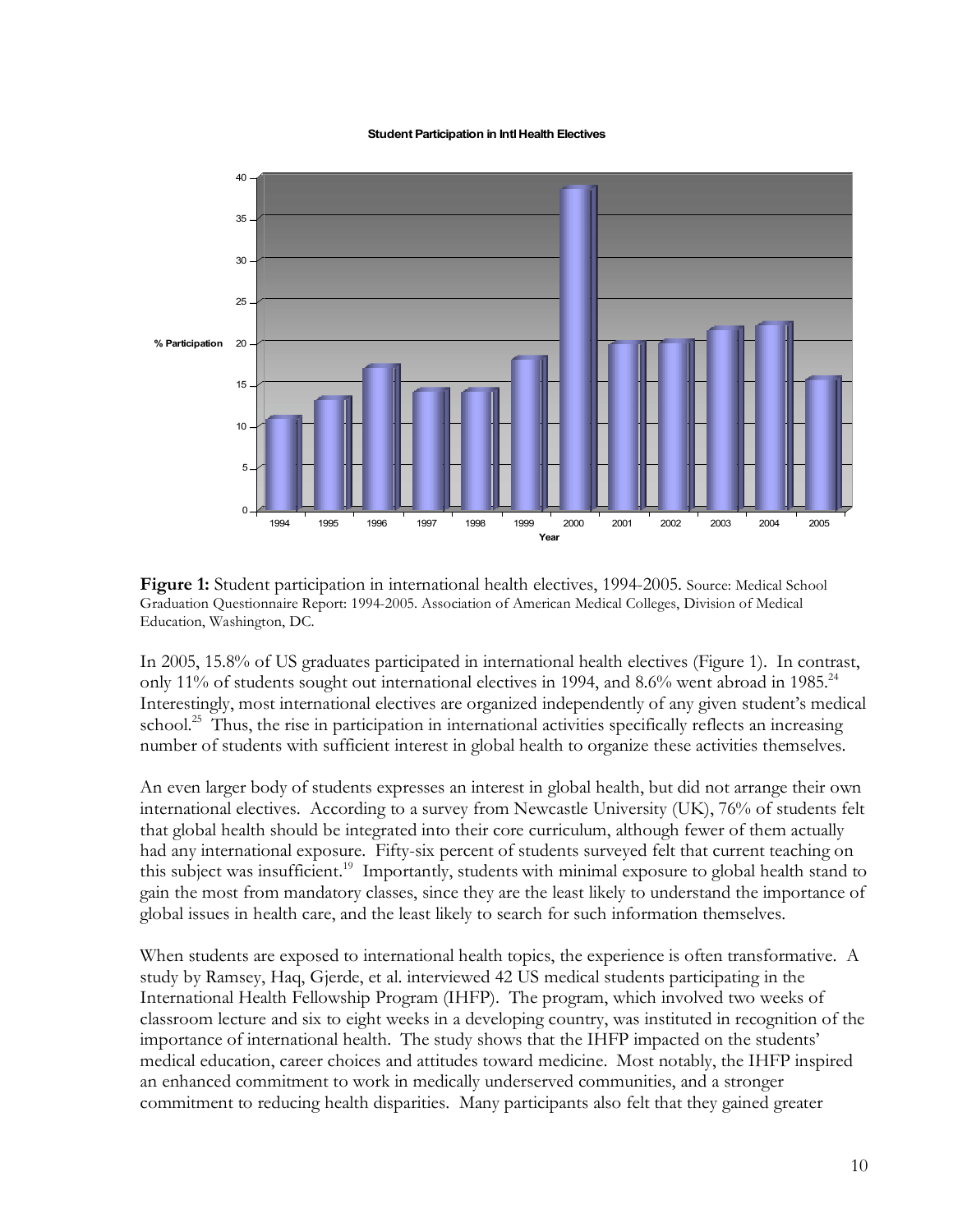**Figure 1:** Student participation in international health electives, 1994-2005. Source: Medical School Graduation Questionnaire Report: 1994-2005. Association of American Medical Colleges, Division of Medical Education, Washington, DC.

In 2005, 15.8% of US graduates participated in international health electives (Figure 1). In contrast, only 11% of students sought out international electives in 1994, and 8.6% went abroad in 1985.[24] Interestingly, most international electives are organized independently of any given student's medical school.[25] Thus, the rise in participation in international activities specifically reflects an increasing number of students with sufficient interest in global health to organize these activities themselves.

An even larger body of students expresses an interest in global health, but did not arrange their own international electives. According to a survey from Newcastle University (UK), 76% of students felt that global health should be integrated into their core curriculum, although fewer of them actually had any international exposure. Fifty-six percent of students surveyed felt that current teaching on this subject was insufficient.[19] Importantly, students with minimal exposure to global health stand to gain the most from mandatory classes, since they are the least likely to understand the importance of global issues in health care, and the least likely to search for such information themselves.

When students are exposed to international health topics, the experience is often transformative. A study by Ramsey, Haq, Gjerde, et al. interviewed 42 US medical students participating in the International Health Fellowship Program (IHFP). The program, which involved two weeks of classroom lecture and six to eight weeks in a developing country, was instituted in recognition of the importance of international health. The study shows that the IHFP impacted on the students' medical education, career choices and attitudes toward medicine. Most notably, the IHFP inspired an enhanced commitment to work in medically underserved communities, and a stronger commitment to reducing health disparities. Many participants also felt that they gained greater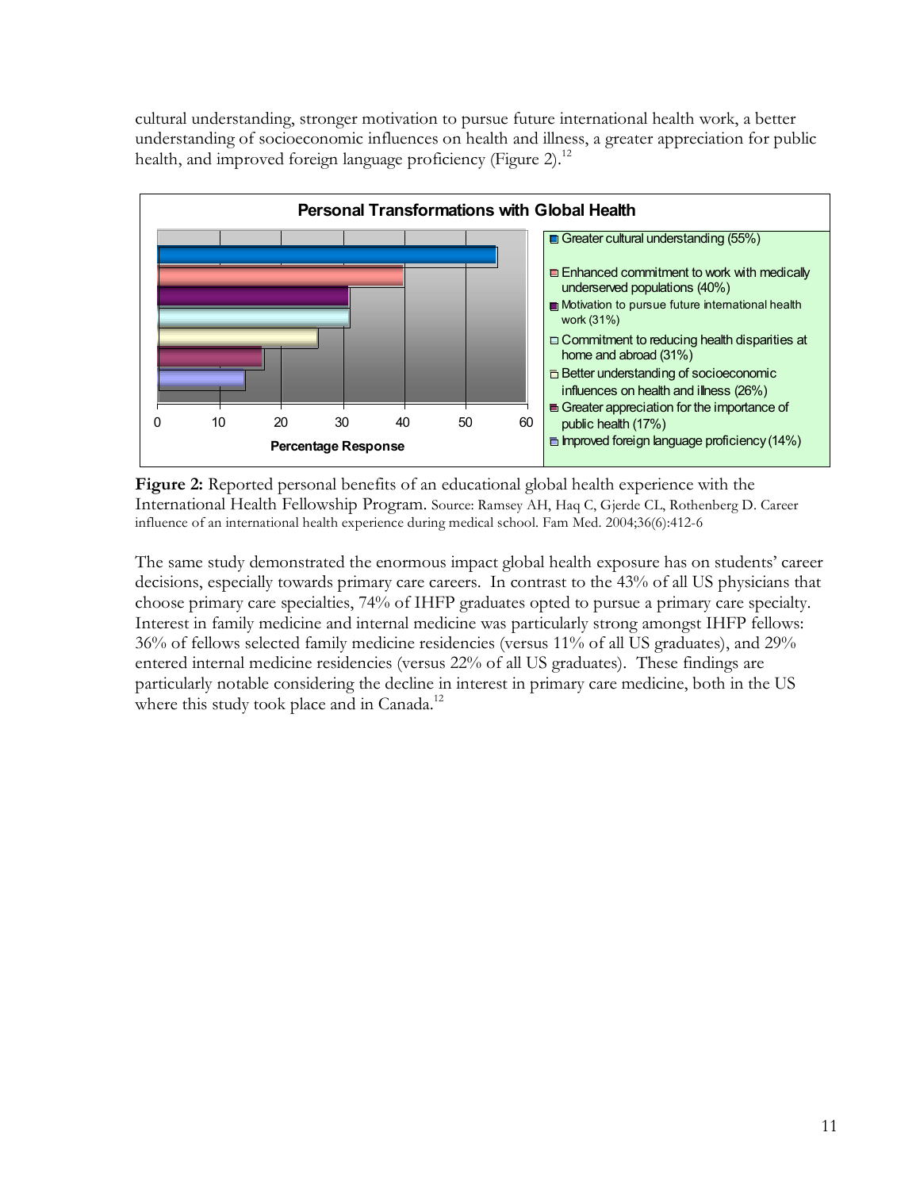cultural understanding, stronger motivation to pursue future international health work, a better understanding of socioeconomic influences on health and illness, a greater appreciation for public health, and improved foreign language proficiency (Figure 2).[12]

**Personal Transformations with Global Health**

| Personal Transformation | Percentage Response |
|---|---|
| Greater cultural understanding | 55% |
| Enhanced commitment to work with medically underserved populations | 40% |
| Motivation to pursue future international health work | 31% |
| Commitment to reducing health disparities at home and abroad | 31% |
| Better understanding of socioeconomic influences on health and illness | 26% |
| Greater appreciation for the importance of public health | 17% |
| Improved foreign language proficiency | 14% |

**Figure 2:** Reported personal benefits of an educational global health experience with the International Health Fellowship Program. Source: Ramsey AH, Haq C, Gjerde CL, Rothenberg D. Career influence of an international health experience during medical school. Fam Med. 2004;36(6):412-6

The same study demonstrated the enormous impact global health exposure has on students' career decisions, especially towards primary care careers. In contrast to the 43% of all US physicians that choose primary care specialties, 74% of IHFP graduates opted to pursue a primary care specialty. Interest in family medicine and internal medicine was particularly strong amongst IHFP fellows: 36% of fellows selected family medicine residencies (versus 11% of all US graduates), and 29% entered internal medicine residencies (versus 22% of all US graduates). These findings are particularly notable considering the decline in interest in primary care medicine, both in the US where this study took place and in Canada.[12]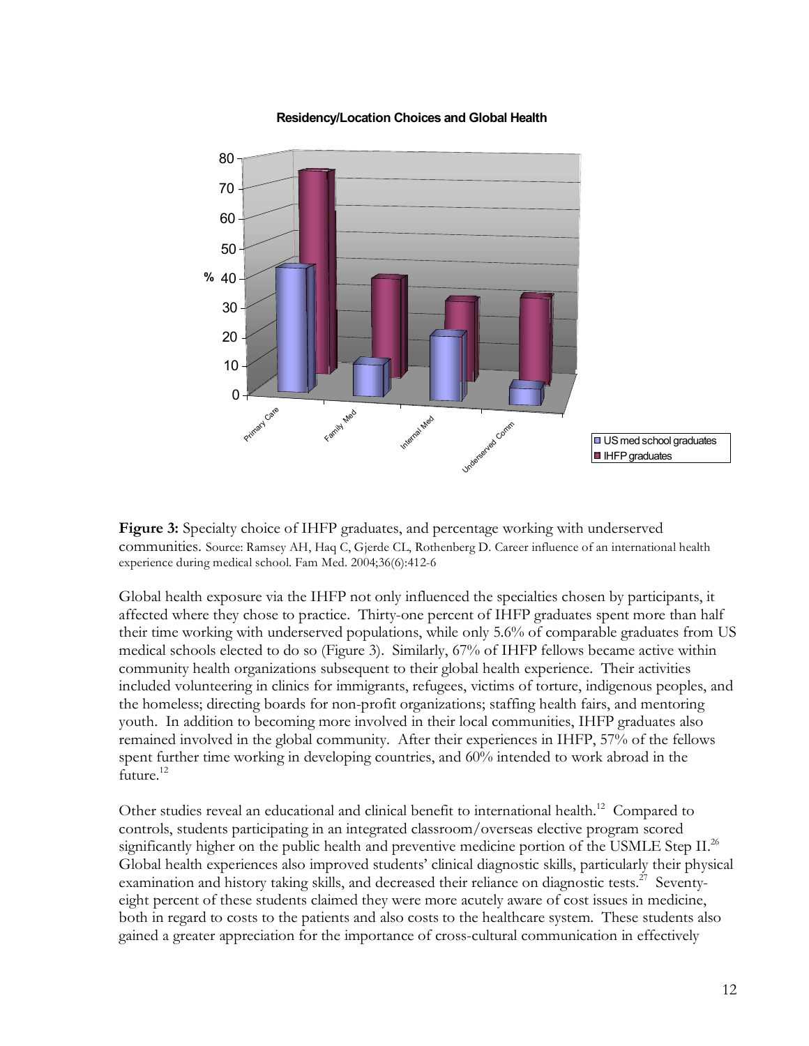**Residency/Location Choices and Global Health**

**Figure 3:** Specialty choice of IHFP graduates, and percentage working with underserved communities. Source: Ramsey AH, Haq C, Gjerde CL, Rothenberg D. Career influence of an international health experience during medical school. Fam Med. 2004;36(6):412-6

Global health exposure via the IHFP not only influenced the specialties chosen by participants, it affected where they chose to practice. Thirty-one percent of IHFP graduates spent more than half their time working with underserved populations, while only 5.6% of comparable graduates from US medical schools elected to do so (Figure 3). Similarly, 67% of IHFP fellows became active within community health organizations subsequent to their global health experience. Their activities included volunteering in clinics for immigrants, refugees, victims of torture, indigenous peoples, and the homeless; directing boards for non-profit organizations; staffing health fairs, and mentoring youth. In addition to becoming more involved in their local communities, IHFP graduates also remained involved in the global community. After their experiences in IHFP, 57% of the fellows spent further time working in developing countries, and 60% intended to work abroad in the future.[12]

Other studies reveal an educational and clinical benefit to international health.[12] Compared to controls, students participating in an integrated classroom/overseas elective program scored significantly higher on the public health and preventive medicine portion of the USMLE Step II.[26] Global health experiences also improved students' clinical diagnostic skills, particularly their physical examination and history taking skills, and decreased their reliance on diagnostic tests.[27] Seventy-eight percent of these students claimed they were more acutely aware of cost issues in medicine, both in regard to costs to the patients and also costs to the healthcare system. These students also gained a greater appreciation for the importance of cross-cultural communication in effectively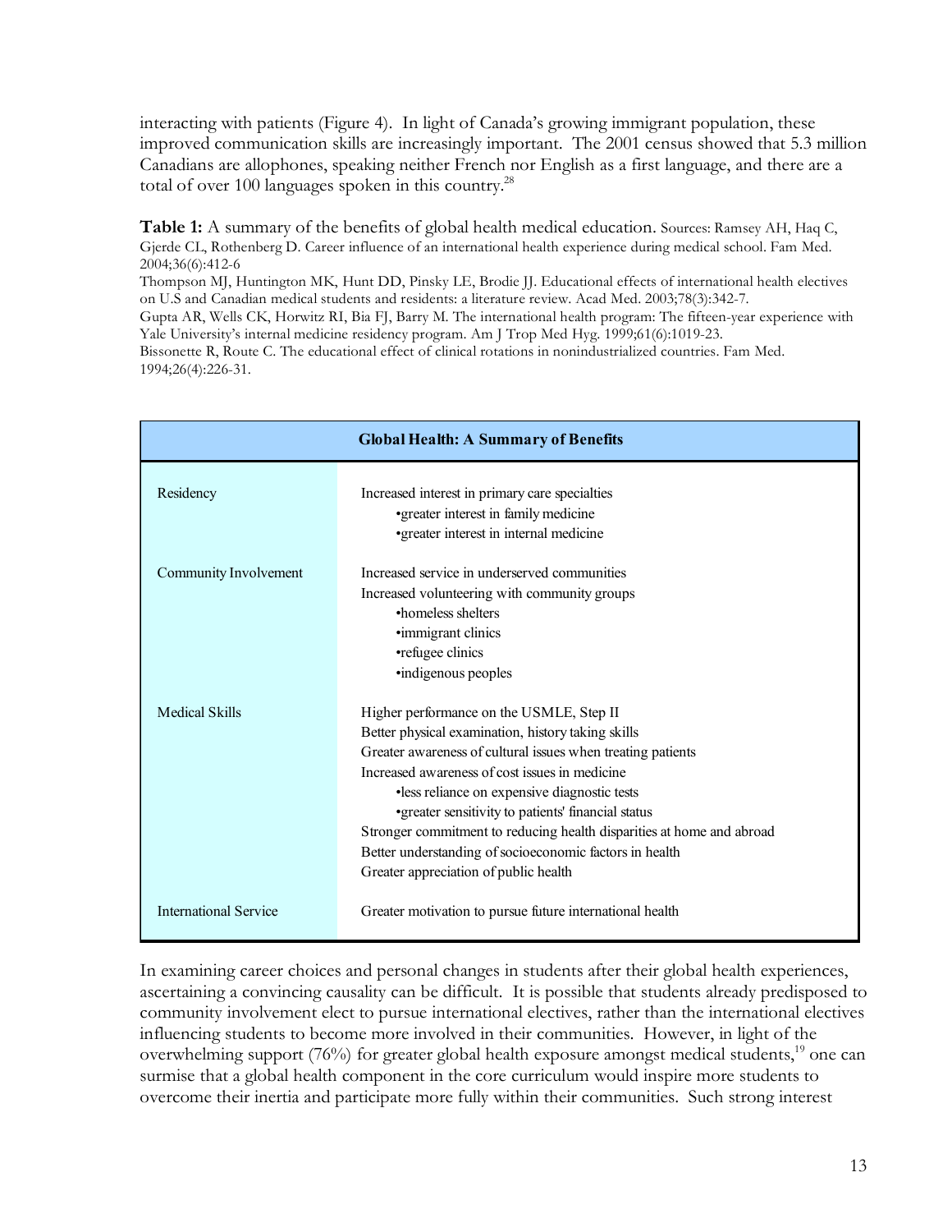interacting with patients (Figure 4). In light of Canada's growing immigrant population, these improved communication skills are increasingly important. The 2001 census showed that 5.3 million Canadians are allophones, speaking neither French nor English as a first language, and there are a total of over 100 languages spoken in this country.[28]

**Table 1:** A summary of the benefits of global health medical education. Sources: Ramsey AH, Haq C, Gjerde CL, Rothenberg D. Career influence of an international health experience during medical school. Fam Med. 2004;36(6):412-6

Thompson MJ, Huntington MK, Hunt DD, Pinsky LE, Brodie JJ. Educational effects of international health electives on U.S and Canadian medical students and residents: a literature review. Acad Med. 2003;78(3):342-7.

Gupta AR, Wells CK, Horwitz RI, Bia FJ, Barry M. The international health program: The fifteen-year experience with Yale University's internal medicine residency program. Am J Trop Med Hyg. 1999;61(6):1019-23.

Bissonette R, Route C. The educational effect of clinical rotations in nonindustrialized countries. Fam Med. 1994;26(4):226-31.

| **Global Health: A Summary of Benefits** | |
|---|---|
| Residency | Increased interest in primary care specialties<br>•greater interest in family medicine<br>•greater interest in internal medicine |
| Community Involvement | Increased service in underserved communities<br>Increased volunteering with community groups<br>•homeless shelters<br>•immigrant clinics<br>•refugee clinics<br>•indigenous peoples |
| Medical Skills | Higher performance on the USMLE, Step II<br>Better physical examination, history taking skills<br>Greater awareness of cultural issues when treating patients<br>Increased awareness of cost issues in medicine<br>•less reliance on expensive diagnostic tests<br>•greater sensitivity to patients' financial status<br>Stronger commitment to reducing health disparities at home and abroad<br>Better understanding of socioeconomic factors in health<br>Greater appreciation of public health |
| International Service | Greater motivation to pursue future international health |

In examining career choices and personal changes in students after their global health experiences, ascertaining a convincing causality can be difficult. It is possible that students already predisposed to community involvement elect to pursue international electives, rather than the international electives influencing students to become more involved in their communities. However, in light of the overwhelming support (76%) for greater global health exposure amongst medical students,[19] one can surmise that a global health component in the core curriculum would inspire more students to overcome their inertia and participate more fully within their communities. Such strong interest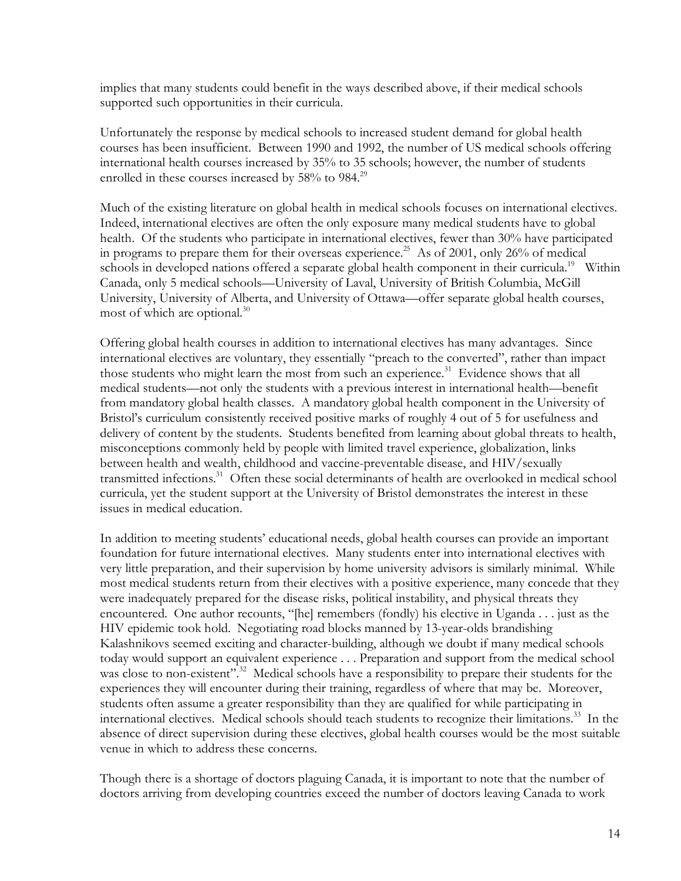implies that many students could benefit in the ways described above, if their medical schools supported such opportunities in their curricula.

Unfortunately the response by medical schools to increased student demand for global health courses has been insufficient. Between 1990 and 1992, the number of US medical schools offering international health courses increased by 35% to 35 schools; however, the number of students enrolled in these courses increased by 58% to 984.[29]

Much of the existing literature on global health in medical schools focuses on international electives. Indeed, international electives are often the only exposure many medical students have to global health. Of the students who participate in international electives, fewer than 30% have participated in programs to prepare them for their overseas experience.[25] As of 2001, only 26% of medical schools in developed nations offered a separate global health component in their curricula.[19] Within Canada, only 5 medical schools—University of Laval, University of British Columbia, McGill University, University of Alberta, and University of Ottawa—offer separate global health courses, most of which are optional.[30]

Offering global health courses in addition to international electives has many advantages. Since international electives are voluntary, they essentially "preach to the converted", rather than impact those students who might learn the most from such an experience.[31] Evidence shows that all medical students—not only the students with a previous interest in international health—benefit from mandatory global health classes. A mandatory global health component in the University of Bristol's curriculum consistently received positive marks of roughly 4 out of 5 for usefulness and delivery of content by the students. Students benefited from learning about global threats to health, misconceptions commonly held by people with limited travel experience, globalization, links between health and wealth, childhood and vaccine-preventable disease, and HIV/sexually transmitted infections.[31] Often these social determinants of health are overlooked in medical school curricula, yet the student support at the University of Bristol demonstrates the interest in these issues in medical education.

In addition to meeting students' educational needs, global health courses can provide an important foundation for future international electives. Many students enter into international electives with very little preparation, and their supervision by home university advisors is similarly minimal. While most medical students return from their electives with a positive experience, many concede that they were inadequately prepared for the disease risks, political instability, and physical threats they encountered. One author recounts, "[he] remembers (fondly) his elective in Uganda . . . just as the HIV epidemic took hold. Negotiating road blocks manned by 13-year-olds brandishing Kalashnikovs seemed exciting and character-building, although we doubt if many medical schools today would support an equivalent experience . . . Preparation and support from the medical school was close to non-existent".[32] Medical schools have a responsibility to prepare their students for the experiences they will encounter during their training, regardless of where that may be. Moreover, students often assume a greater responsibility than they are qualified for while participating in international electives. Medical schools should teach students to recognize their limitations.[33] In the absence of direct supervision during these electives, global health courses would be the most suitable venue in which to address these concerns.

Though there is a shortage of doctors plaguing Canada, it is important to note that the number of doctors arriving from developing countries exceed the number of doctors leaving Canada to work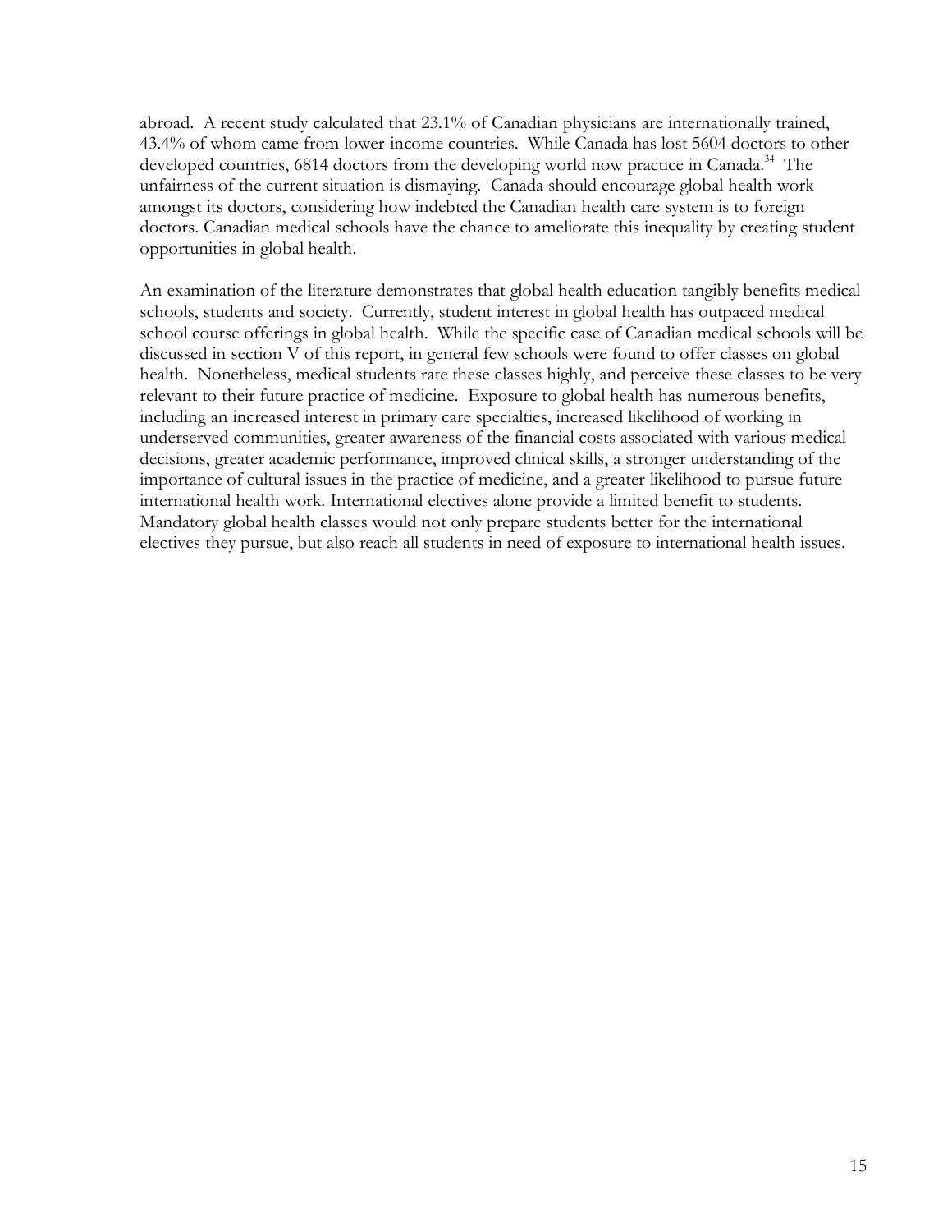abroad. A recent study calculated that 23.1% of Canadian physicians are internationally trained, 43.4% of whom came from lower-income countries. While Canada has lost 5604 doctors to other developed countries, 6814 doctors from the developing world now practice in Canada.[34] The unfairness of the current situation is dismaying. Canada should encourage global health work amongst its doctors, considering how indebted the Canadian health care system is to foreign doctors. Canadian medical schools have the chance to ameliorate this inequality by creating student opportunities in global health.

An examination of the literature demonstrates that global health education tangibly benefits medical schools, students and society. Currently, student interest in global health has outpaced medical school course offerings in global health. While the specific case of Canadian medical schools will be discussed in section V of this report, in general few schools were found to offer classes on global health. Nonetheless, medical students rate these classes highly, and perceive these classes to be very relevant to their future practice of medicine. Exposure to global health has numerous benefits, including an increased interest in primary care specialties, increased likelihood of working in underserved communities, greater awareness of the financial costs associated with various medical decisions, greater academic performance, improved clinical skills, a stronger understanding of the importance of cultural issues in the practice of medicine, and a greater likelihood to pursue future international health work. International electives alone provide a limited benefit to students. Mandatory global health classes would not only prepare students better for the international electives they pursue, but also reach all students in need of exposure to international health issues.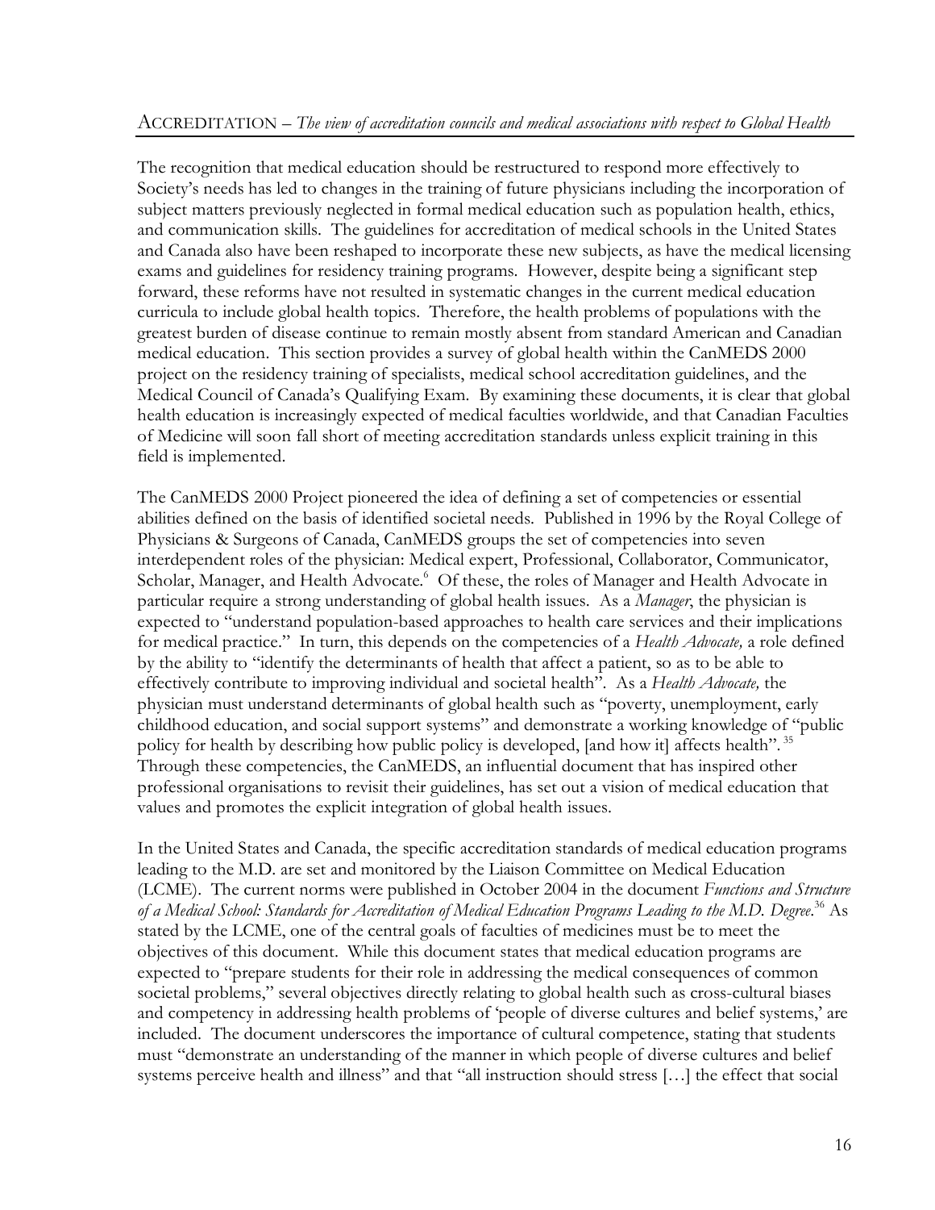## ACCREDITATION – *The view of accreditation councils and medical associations with respect to Global Health*

The recognition that medical education should be restructured to respond more effectively to Society's needs has led to changes in the training of future physicians including the incorporation of subject matters previously neglected in formal medical education such as population health, ethics, and communication skills. The guidelines for accreditation of medical schools in the United States and Canada also have been reshaped to incorporate these new subjects, as have the medical licensing exams and guidelines for residency training programs. However, despite being a significant step forward, these reforms have not resulted in systematic changes in the current medical education curricula to include global health topics. Therefore, the health problems of populations with the greatest burden of disease continue to remain mostly absent from standard American and Canadian medical education. This section provides a survey of global health within the CanMEDS 2000 project on the residency training of specialists, medical school accreditation guidelines, and the Medical Council of Canada's Qualifying Exam. By examining these documents, it is clear that global health education is increasingly expected of medical faculties worldwide, and that Canadian Faculties of Medicine will soon fall short of meeting accreditation standards unless explicit training in this field is implemented.

The CanMEDS 2000 Project pioneered the idea of defining a set of competencies or essential abilities defined on the basis of identified societal needs. Published in 1996 by the Royal College of Physicians & Surgeons of Canada, CanMEDS groups the set of competencies into seven interdependent roles of the physician: Medical expert, Professional, Collaborator, Communicator, Scholar, Manager, and Health Advocate.[6] Of these, the roles of Manager and Health Advocate in particular require a strong understanding of global health issues. As a *Manager*, the physician is expected to "understand population-based approaches to health care services and their implications for medical practice." In turn, this depends on the competencies of a *Health Advocate,* a role defined by the ability to "identify the determinants of health that affect a patient, so as to be able to effectively contribute to improving individual and societal health". As a *Health Advocate,* the physician must understand determinants of global health such as "poverty, unemployment, early childhood education, and social support systems" and demonstrate a working knowledge of "public policy for health by describing how public policy is developed, [and how it] affects health".[35] Through these competencies, the CanMEDS, an influential document that has inspired other professional organisations to revisit their guidelines, has set out a vision of medical education that values and promotes the explicit integration of global health issues.

In the United States and Canada, the specific accreditation standards of medical education programs leading to the M.D. are set and monitored by the Liaison Committee on Medical Education (LCME). The current norms were published in October 2004 in the document *Functions and Structure of a Medical School: Standards for Accreditation of Medical Education Programs Leading to the M.D. Degree.*[36] As stated by the LCME, one of the central goals of faculties of medicines must be to meet the objectives of this document. While this document states that medical education programs are expected to "prepare students for their role in addressing the medical consequences of common societal problems," several objectives directly relating to global health such as cross-cultural biases and competency in addressing health problems of 'people of diverse cultures and belief systems,' are included. The document underscores the importance of cultural competence, stating that students must "demonstrate an understanding of the manner in which people of diverse cultures and belief systems perceive health and illness" and that "all instruction should stress […] the effect that social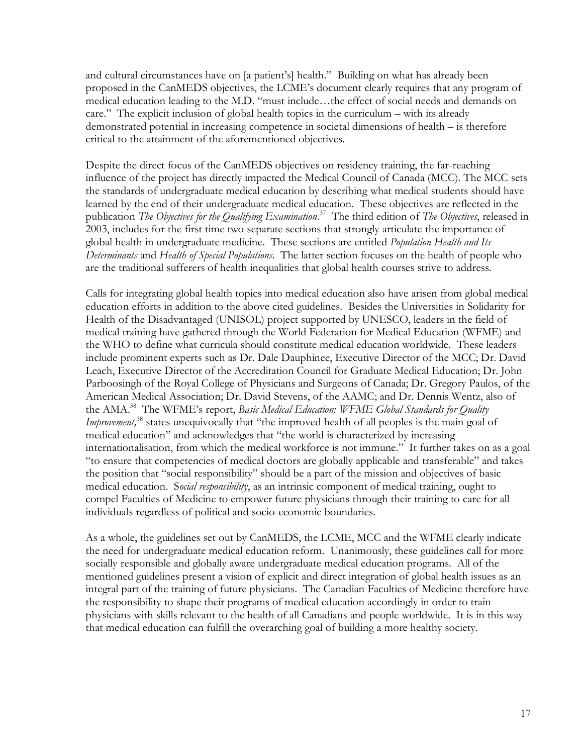and cultural circumstances have on [a patient's] health." Building on what has already been proposed in the CanMEDS objectives, the LCME's document clearly requires that any program of medical education leading to the M.D. "must include…the effect of social needs and demands on care." The explicit inclusion of global health topics in the curriculum – with its already demonstrated potential in increasing competence in societal dimensions of health – is therefore critical to the attainment of the aforementioned objectives.

Despite the direct focus of the CanMEDS objectives on residency training, the far-reaching influence of the project has directly impacted the Medical Council of Canada (MCC). The MCC sets the standards of undergraduate medical education by describing what medical students should have learned by the end of their undergraduate medical education. These objectives are reflected in the publication *The Objectives for the Qualifying Examination*.[37] The third edition of *The Objectives*, released in 2003, includes for the first time two separate sections that strongly articulate the importance of global health in undergraduate medicine. These sections are entitled *Population Health and Its Determinants* and *Health of Special Populations*. The latter section focuses on the health of people who are the traditional sufferers of health inequalities that global health courses strive to address.

Calls for integrating global health topics into medical education also have arisen from global medical education efforts in addition to the above cited guidelines. Besides the Universities in Solidarity for Health of the Disadvantaged (UNISOL) project supported by UNESCO, leaders in the field of medical training have gathered through the World Federation for Medical Education (WFME) and the WHO to define what curricula should constitute medical education worldwide. These leaders include prominent experts such as Dr. Dale Dauphinee, Executive Director of the MCC; Dr. David Leach, Executive Director of the Accreditation Council for Graduate Medical Education; Dr. John Parboosingh of the Royal College of Physicians and Surgeons of Canada; Dr. Gregory Paulos, of the American Medical Association; Dr. David Stevens, of the AAMC; and Dr. Dennis Wentz, also of the AMA.[38] The WFME's report, *Basic Medical Education: WFME Global Standards for Quality Improvement,*[38] states unequivocally that "the improved health of all peoples is the main goal of medical education" and acknowledges that "the world is characterized by increasing internationalisation, from which the medical workforce is not immune." It further takes on as a goal "to ensure that competencies of medical doctors are globally applicable and transferable" and takes the position that "social responsibility" should be a part of the mission and objectives of basic medical education. S*ocial responsibility*, as an intrinsic component of medical training, ought to compel Faculties of Medicine to empower future physicians through their training to care for all individuals regardless of political and socio-economic boundaries.

As a whole, the guidelines set out by CanMEDS, the LCME, MCC and the WFME clearly indicate the need for undergraduate medical education reform. Unanimously, these guidelines call for more socially responsible and globally aware undergraduate medical education programs. All of the mentioned guidelines present a vision of explicit and direct integration of global health issues as an integral part of the training of future physicians. The Canadian Faculties of Medicine therefore have the responsibility to shape their programs of medical education accordingly in order to train physicians with skills relevant to the health of all Canadians and people worldwide. It is in this way that medical education can fulfill the overarching goal of building a more healthy society.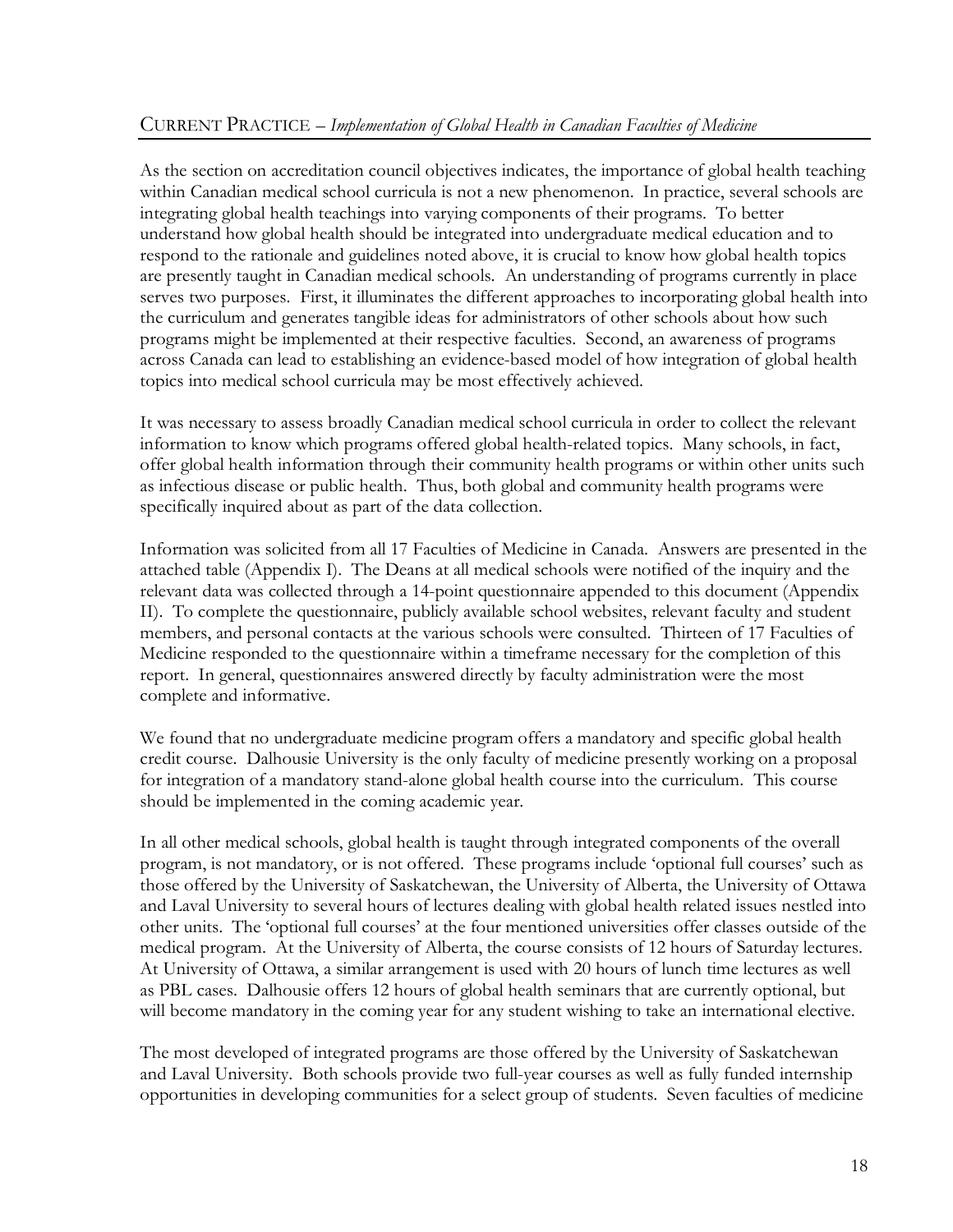## CURRENT PRACTICE – *Implementation of Global Health in Canadian Faculties of Medicine*

As the section on accreditation council objectives indicates, the importance of global health teaching within Canadian medical school curricula is not a new phenomenon. In practice, several schools are integrating global health teachings into varying components of their programs. To better understand how global health should be integrated into undergraduate medical education and to respond to the rationale and guidelines noted above, it is crucial to know how global health topics are presently taught in Canadian medical schools. An understanding of programs currently in place serves two purposes. First, it illuminates the different approaches to incorporating global health into the curriculum and generates tangible ideas for administrators of other schools about how such programs might be implemented at their respective faculties. Second, an awareness of programs across Canada can lead to establishing an evidence-based model of how integration of global health topics into medical school curricula may be most effectively achieved.

It was necessary to assess broadly Canadian medical school curricula in order to collect the relevant information to know which programs offered global health-related topics. Many schools, in fact, offer global health information through their community health programs or within other units such as infectious disease or public health. Thus, both global and community health programs were specifically inquired about as part of the data collection.

Information was solicited from all 17 Faculties of Medicine in Canada. Answers are presented in the attached table (Appendix I). The Deans at all medical schools were notified of the inquiry and the relevant data was collected through a 14-point questionnaire appended to this document (Appendix II). To complete the questionnaire, publicly available school websites, relevant faculty and student members, and personal contacts at the various schools were consulted. Thirteen of 17 Faculties of Medicine responded to the questionnaire within a timeframe necessary for the completion of this report. In general, questionnaires answered directly by faculty administration were the most complete and informative.

We found that no undergraduate medicine program offers a mandatory and specific global health credit course. Dalhousie University is the only faculty of medicine presently working on a proposal for integration of a mandatory stand-alone global health course into the curriculum. This course should be implemented in the coming academic year.

In all other medical schools, global health is taught through integrated components of the overall program, is not mandatory, or is not offered. These programs include 'optional full courses' such as those offered by the University of Saskatchewan, the University of Alberta, the University of Ottawa and Laval University to several hours of lectures dealing with global health related issues nestled into other units. The 'optional full courses' at the four mentioned universities offer classes outside of the medical program. At the University of Alberta, the course consists of 12 hours of Saturday lectures. At University of Ottawa, a similar arrangement is used with 20 hours of lunch time lectures as well as PBL cases. Dalhousie offers 12 hours of global health seminars that are currently optional, but will become mandatory in the coming year for any student wishing to take an international elective.

The most developed of integrated programs are those offered by the University of Saskatchewan and Laval University. Both schools provide two full-year courses as well as fully funded internship opportunities in developing communities for a select group of students. Seven faculties of medicine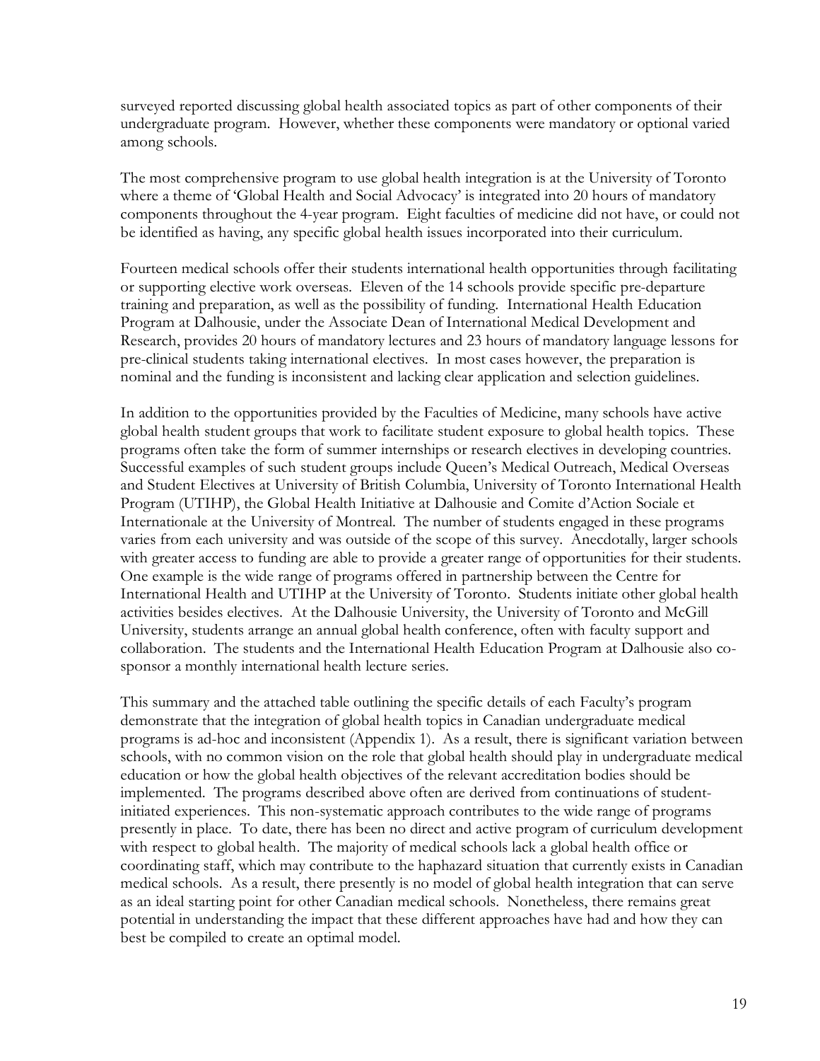surveyed reported discussing global health associated topics as part of other components of their undergraduate program. However, whether these components were mandatory or optional varied among schools.

The most comprehensive program to use global health integration is at the University of Toronto where a theme of 'Global Health and Social Advocacy' is integrated into 20 hours of mandatory components throughout the 4-year program. Eight faculties of medicine did not have, or could not be identified as having, any specific global health issues incorporated into their curriculum.

Fourteen medical schools offer their students international health opportunities through facilitating or supporting elective work overseas. Eleven of the 14 schools provide specific pre-departure training and preparation, as well as the possibility of funding. International Health Education Program at Dalhousie, under the Associate Dean of International Medical Development and Research, provides 20 hours of mandatory lectures and 23 hours of mandatory language lessons for pre-clinical students taking international electives. In most cases however, the preparation is nominal and the funding is inconsistent and lacking clear application and selection guidelines.

In addition to the opportunities provided by the Faculties of Medicine, many schools have active global health student groups that work to facilitate student exposure to global health topics. These programs often take the form of summer internships or research electives in developing countries. Successful examples of such student groups include Queen's Medical Outreach, Medical Overseas and Student Electives at University of British Columbia, University of Toronto International Health Program (UTIHP), the Global Health Initiative at Dalhousie and Comite d'Action Sociale et Internationale at the University of Montreal. The number of students engaged in these programs varies from each university and was outside of the scope of this survey. Anecdotally, larger schools with greater access to funding are able to provide a greater range of opportunities for their students. One example is the wide range of programs offered in partnership between the Centre for International Health and UTIHP at the University of Toronto. Students initiate other global health activities besides electives. At the Dalhousie University, the University of Toronto and McGill University, students arrange an annual global health conference, often with faculty support and collaboration. The students and the International Health Education Program at Dalhousie also co-sponsor a monthly international health lecture series.

This summary and the attached table outlining the specific details of each Faculty's program demonstrate that the integration of global health topics in Canadian undergraduate medical programs is ad-hoc and inconsistent (Appendix 1). As a result, there is significant variation between schools, with no common vision on the role that global health should play in undergraduate medical education or how the global health objectives of the relevant accreditation bodies should be implemented. The programs described above often are derived from continuations of student-initiated experiences. This non-systematic approach contributes to the wide range of programs presently in place. To date, there has been no direct and active program of curriculum development with respect to global health. The majority of medical schools lack a global health office or coordinating staff, which may contribute to the haphazard situation that currently exists in Canadian medical schools. As a result, there presently is no model of global health integration that can serve as an ideal starting point for other Canadian medical schools. Nonetheless, there remains great potential in understanding the impact that these different approaches have had and how they can best be compiled to create an optimal model.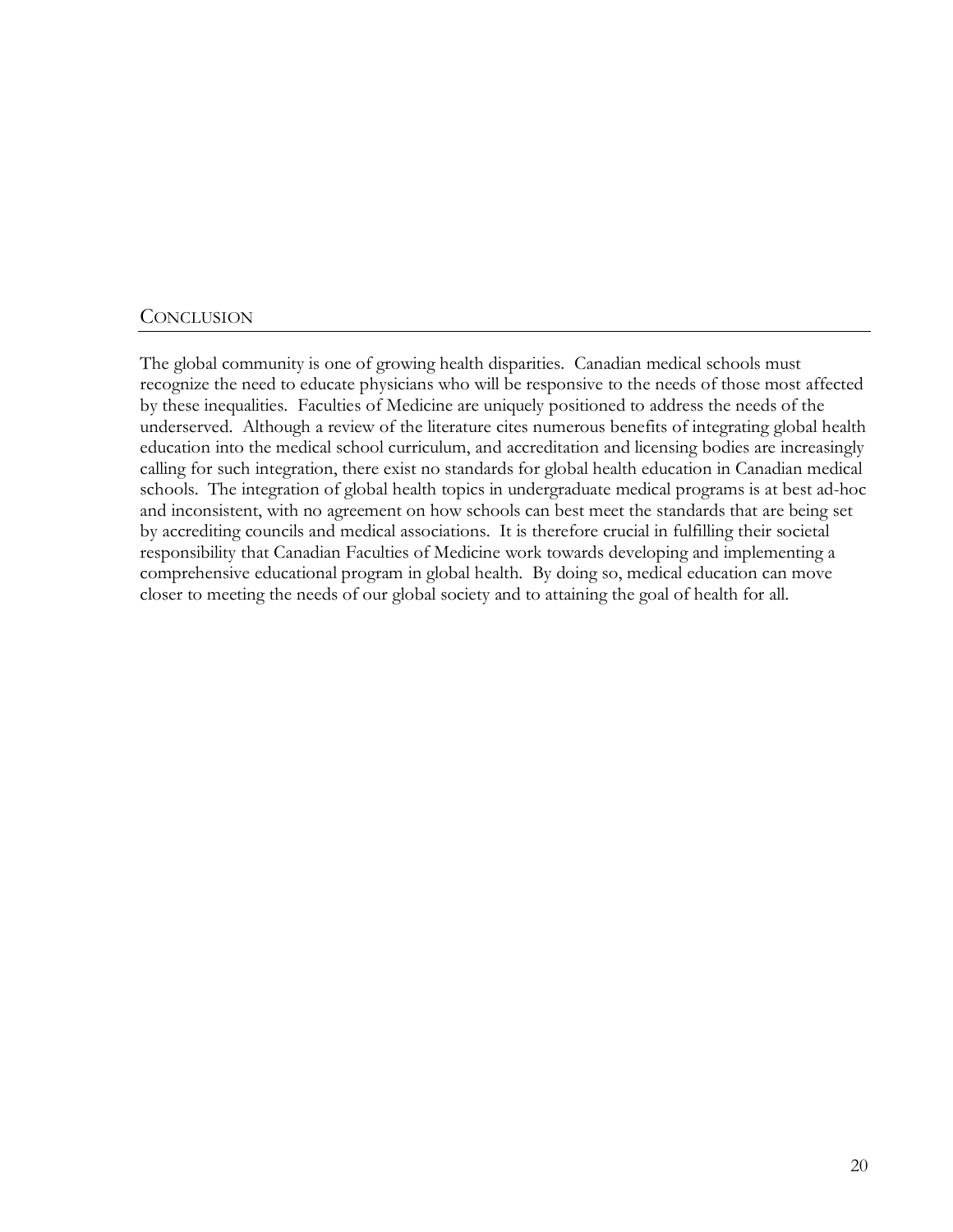## CONCLUSION

The global community is one of growing health disparities. Canadian medical schools must recognize the need to educate physicians who will be responsive to the needs of those most affected by these inequalities. Faculties of Medicine are uniquely positioned to address the needs of the underserved. Although a review of the literature cites numerous benefits of integrating global health education into the medical school curriculum, and accreditation and licensing bodies are increasingly calling for such integration, there exist no standards for global health education in Canadian medical schools. The integration of global health topics in undergraduate medical programs is at best ad-hoc and inconsistent, with no agreement on how schools can best meet the standards that are being set by accrediting councils and medical associations. It is therefore crucial in fulfilling their societal responsibility that Canadian Faculties of Medicine work towards developing and implementing a comprehensive educational program in global health. By doing so, medical education can move closer to meeting the needs of our global society and to attaining the goal of health for all.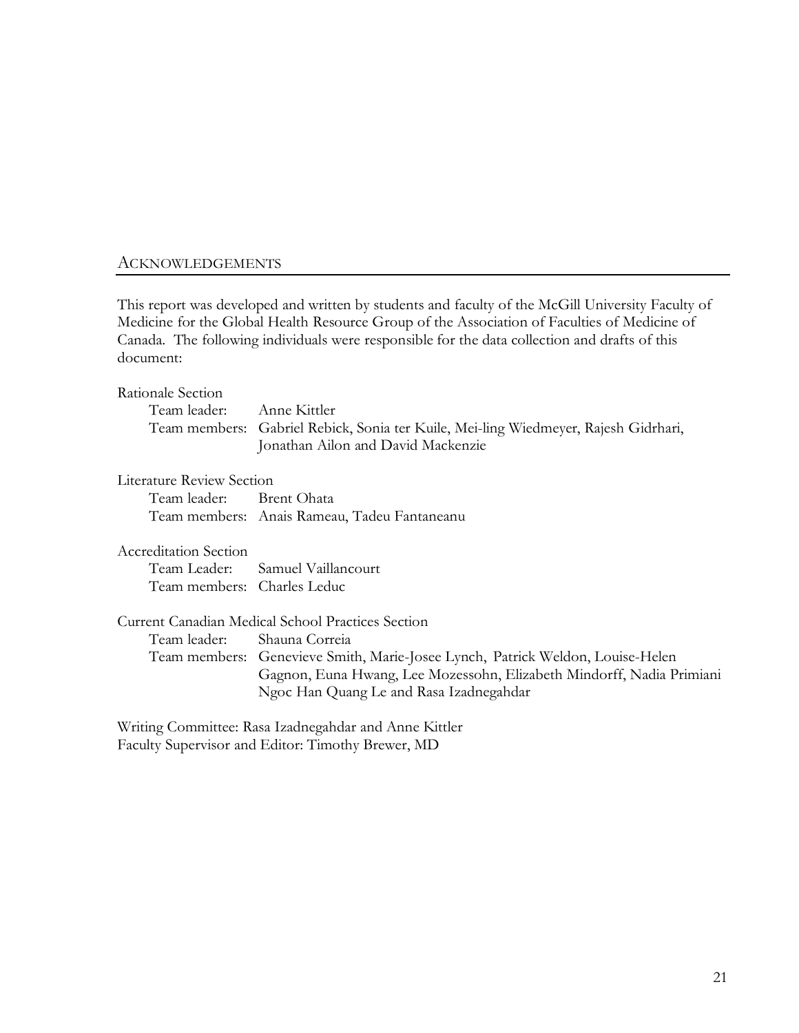## ACKNOWLEDGEMENTS

This report was developed and written by students and faculty of the McGill University Faculty of Medicine for the Global Health Resource Group of the Association of Faculties of Medicine of Canada. The following individuals were responsible for the data collection and drafts of this document:

Rationale Section
- Team leader: Anne Kittler
- Team members: Gabriel Rebick, Sonia ter Kuile, Mei-ling Wiedmeyer, Rajesh Gidrhari, Jonathan Ailon and David Mackenzie

Literature Review Section
- Team leader: Brent Ohata
- Team members: Anais Rameau, Tadeu Fantaneanu

Accreditation Section
- Team Leader: Samuel Vaillancourt
- Team members: Charles Leduc

Current Canadian Medical School Practices Section
- Team leader: Shauna Correia
- Team members: Genevieve Smith, Marie-Josee Lynch, Patrick Weldon, Louise-Helen Gagnon, Euna Hwang, Lee Mozessohn, Elizabeth Mindorff, Nadia Primiani Ngoc Han Quang Le and Rasa Izadnegahdar

Writing Committee: Rasa Izadnegahdar and Anne Kittler
Faculty Supervisor and Editor: Timothy Brewer, MD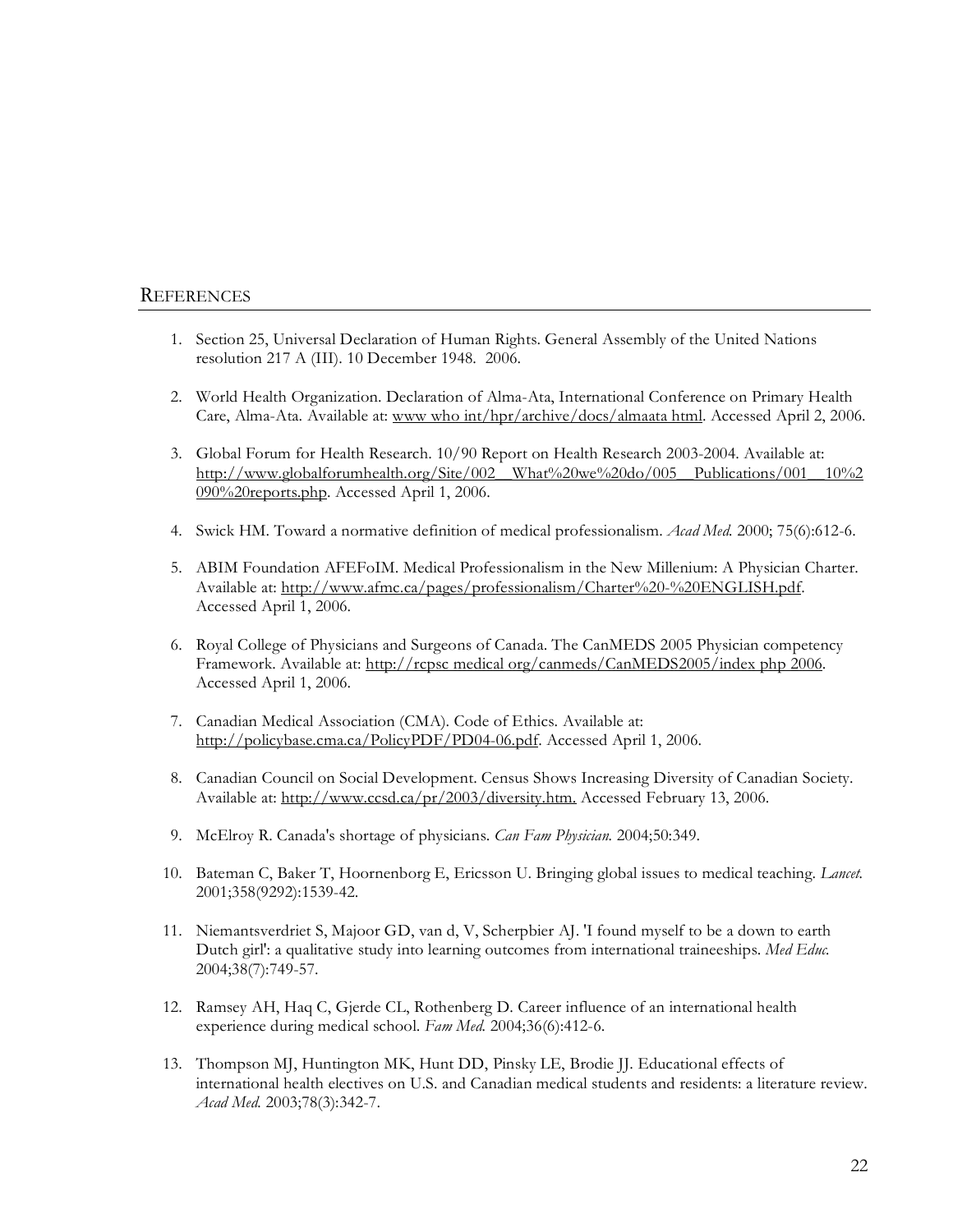## References

1. Section 25, Universal Declaration of Human Rights. General Assembly of the United Nations resolution 217 A (III). 10 December 1948. 2006.

2. World Health Organization. Declaration of Alma-Ata, International Conference on Primary Health Care, Alma-Ata. Available at: www who int/hpr/archive/docs/almaata html. Accessed April 2, 2006.

3. Global Forum for Health Research. 10/90 Report on Health Research 2003-2004. Available at: http://www.globalforumhealth.org/Site/002__What%20we%20do/005__Publications/001__10%2090%20reports.php. Accessed April 1, 2006.

4. Swick HM. Toward a normative definition of medical professionalism. *Acad Med.* 2000; 75(6):612-6.

5. ABIM Foundation AFEFoIM. Medical Professionalism in the New Millenium: A Physician Charter. Available at: http://www.afmc.ca/pages/professionalism/Charter%20-%20ENGLISH.pdf. Accessed April 1, 2006.

6. Royal College of Physicians and Surgeons of Canada. The CanMEDS 2005 Physician competency Framework. Available at: http://rcpsc medical org/canmeds/CanMEDS2005/index php 2006. Accessed April 1, 2006.

7. Canadian Medical Association (CMA). Code of Ethics. Available at: http://policybase.cma.ca/PolicyPDF/PD04-06.pdf. Accessed April 1, 2006.

8. Canadian Council on Social Development. Census Shows Increasing Diversity of Canadian Society. Available at: http://www.ccsd.ca/pr/2003/diversity.htm. Accessed February 13, 2006.

9. McElroy R. Canada's shortage of physicians. *Can Fam Physician.* 2004;50:349.

10. Bateman C, Baker T, Hoornenborg E, Ericsson U. Bringing global issues to medical teaching. *Lancet.* 2001;358(9292):1539-42.

11. Niemantsverdriet S, Majoor GD, van d, V, Scherpbier AJ. 'I found myself to be a down to earth Dutch girl': a qualitative study into learning outcomes from international traineeships. *Med Educ.* 2004;38(7):749-57.

12. Ramsey AH, Haq C, Gjerde CL, Rothenberg D. Career influence of an international health experience during medical school. *Fam Med.* 2004;36(6):412-6.

13. Thompson MJ, Huntington MK, Hunt DD, Pinsky LE, Brodie JJ. Educational effects of international health electives on U.S. and Canadian medical students and residents: a literature review. *Acad Med.* 2003;78(3):342-7.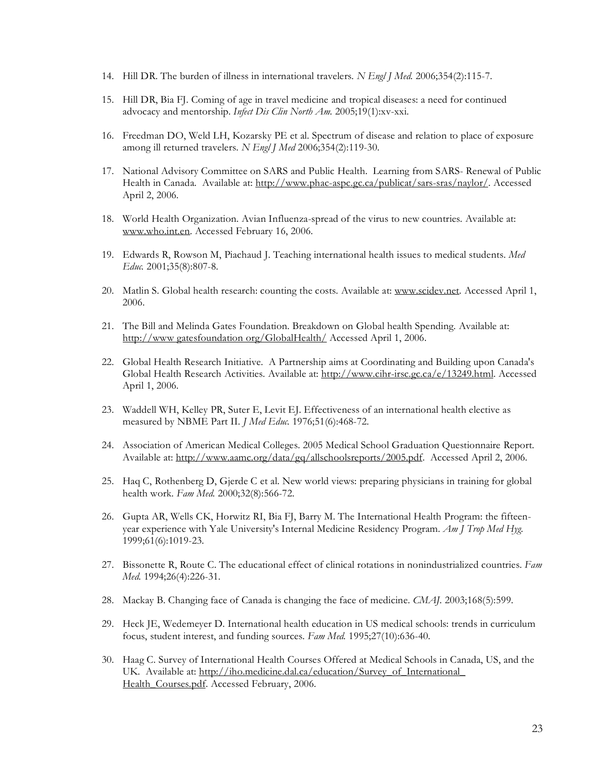14. Hill DR. The burden of illness in international travelers. *N Engl J Med.* 2006;354(2):115-7.

15. Hill DR, Bia FJ. Coming of age in travel medicine and tropical diseases: a need for continued advocacy and mentorship. *Infect Dis Clin North Am.* 2005;19(1):xv-xxi.

16. Freedman DO, Weld LH, Kozarsky PE et al. Spectrum of disease and relation to place of exposure among ill returned travelers. *N Engl J Med* 2006;354(2):119-30.

17. National Advisory Committee on SARS and Public Health. Learning from SARS- Renewal of Public Health in Canada. Available at: http://www.phac-aspc.gc.ca/publicat/sars-sras/naylor/. Accessed April 2, 2006.

18. World Health Organization. Avian Influenza-spread of the virus to new countries. Available at: www.who.int.en. Accessed February 16, 2006.

19. Edwards R, Rowson M, Piachaud J. Teaching international health issues to medical students. *Med Educ.* 2001;35(8):807-8.

20. Matlin S. Global health research: counting the costs. Available at: www.scidev.net. Accessed April 1, 2006.

21. The Bill and Melinda Gates Foundation. Breakdown on Global health Spending. Available at: http://www gatesfoundation org/GlobalHealth/ Accessed April 1, 2006.

22. Global Health Research Initiative. A Partnership aims at Coordinating and Building upon Canada's Global Health Research Activities. Available at: http://www.cihr-irsc.gc.ca/e/13249.html. Accessed April 1, 2006.

23. Waddell WH, Kelley PR, Suter E, Levit EJ. Effectiveness of an international health elective as measured by NBME Part II. *J Med Educ.* 1976;51(6):468-72.

24. Association of American Medical Colleges. 2005 Medical School Graduation Questionnaire Report. Available at: http://www.aamc.org/data/gq/allschoolsreports/2005.pdf. Accessed April 2, 2006.

25. Haq C, Rothenberg D, Gjerde C et al. New world views: preparing physicians in training for global health work. *Fam Med.* 2000;32(8):566-72.

26. Gupta AR, Wells CK, Horwitz RI, Bia FJ, Barry M. The International Health Program: the fifteen-year experience with Yale University's Internal Medicine Residency Program. *Am J Trop Med Hyg.* 1999;61(6):1019-23.

27. Bissonette R, Route C. The educational effect of clinical rotations in nonindustrialized countries. *Fam Med.* 1994;26(4):226-31.

28. Mackay B. Changing face of Canada is changing the face of medicine. *CMAJ.* 2003;168(5):599.

29. Heck JE, Wedemeyer D. International health education in US medical schools: trends in curriculum focus, student interest, and funding sources. *Fam Med.* 1995;27(10):636-40.

30. Haag C. Survey of International Health Courses Offered at Medical Schools in Canada, US, and the UK. Available at: http://iho.medicine.dal.ca/education/Survey_of_International_Health_Courses.pdf. Accessed February, 2006.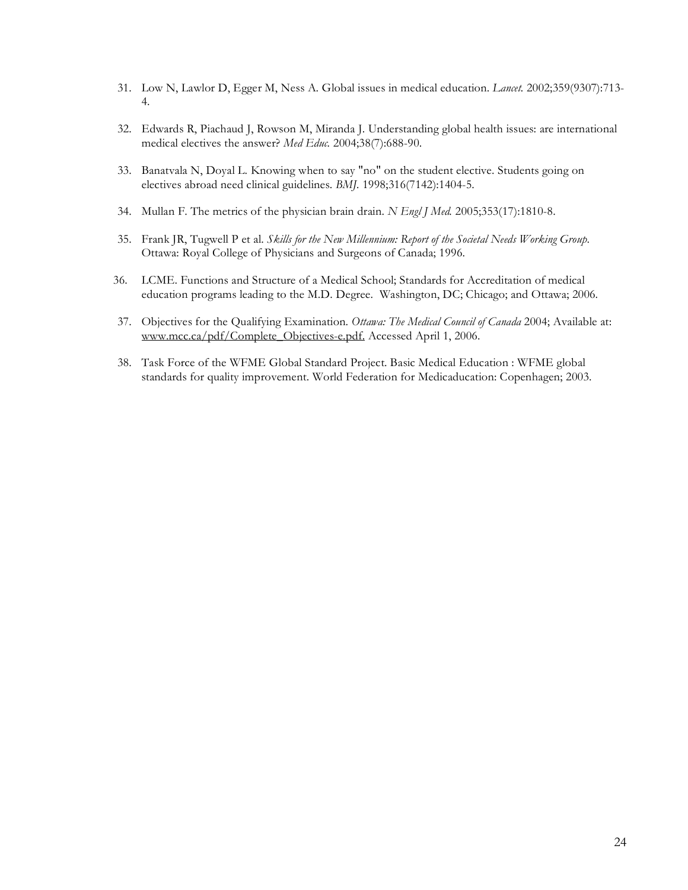31. Low N, Lawlor D, Egger M, Ness A. Global issues in medical education. *Lancet.* 2002;359(9307):713-4.

32. Edwards R, Piachaud J, Rowson M, Miranda J. Understanding global health issues: are international medical electives the answer? *Med Educ.* 2004;38(7):688-90.

33. Banatvala N, Doyal L. Knowing when to say "no" on the student elective. Students going on electives abroad need clinical guidelines. *BMJ.* 1998;316(7142):1404-5.

34. Mullan F. The metrics of the physician brain drain. *N Engl J Med.* 2005;353(17):1810-8.

35. Frank JR, Tugwell P et al. *Skills for the New Millennium: Report of the Societal Needs Working Group.* Ottawa: Royal College of Physicians and Surgeons of Canada; 1996.

36. LCME. Functions and Structure of a Medical School; Standards for Accreditation of medical education programs leading to the M.D. Degree. Washington, DC; Chicago; and Ottawa; 2006.

37. Objectives for the Qualifying Examination. *Ottawa: The Medical Council of Canada* 2004; Available at: www.mcc.ca/pdf/Complete_Objectives-e.pdf. Accessed April 1, 2006.

38. Task Force of the WFME Global Standard Project. Basic Medical Education : WFME global standards for quality improvement. World Federation for Medicaducation: Copenhagen; 2003.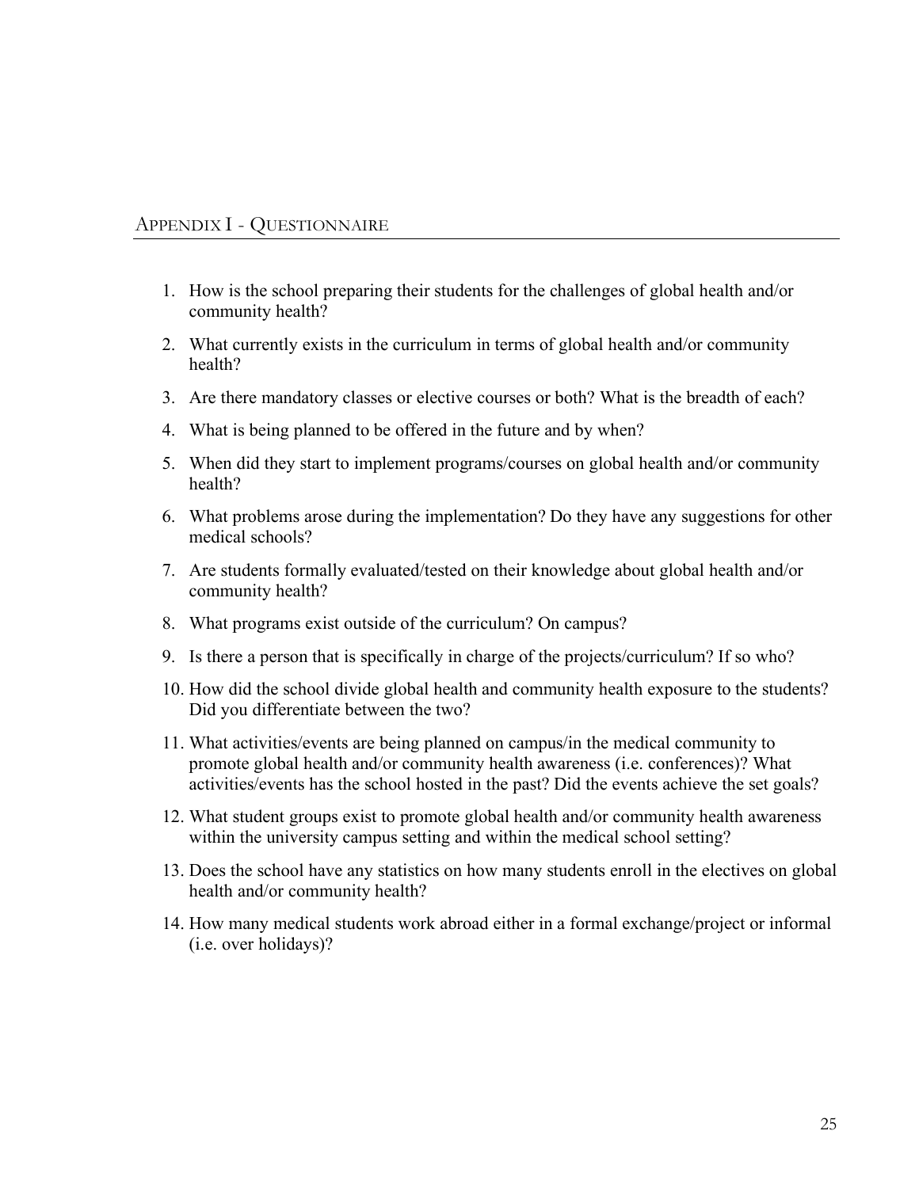## Appendix I - Questionnaire

1. How is the school preparing their students for the challenges of global health and/or community health?
2. What currently exists in the curriculum in terms of global health and/or community health?
3. Are there mandatory classes or elective courses or both? What is the breadth of each?
4. What is being planned to be offered in the future and by when?
5. When did they start to implement programs/courses on global health and/or community health?
6. What problems arose during the implementation? Do they have any suggestions for other medical schools?
7. Are students formally evaluated/tested on their knowledge about global health and/or community health?
8. What programs exist outside of the curriculum? On campus?
9. Is there a person that is specifically in charge of the projects/curriculum? If so who?
10. How did the school divide global health and community health exposure to the students? Did you differentiate between the two?
11. What activities/events are being planned on campus/in the medical community to promote global health and/or community health awareness (i.e. conferences)? What activities/events has the school hosted in the past? Did the events achieve the set goals?
12. What student groups exist to promote global health and/or community health awareness within the university campus setting and within the medical school setting?
13. Does the school have any statistics on how many students enroll in the electives on global health and/or community health?
14. How many medical students work abroad either in a formal exchange/project or informal (i.e. over holidays)?